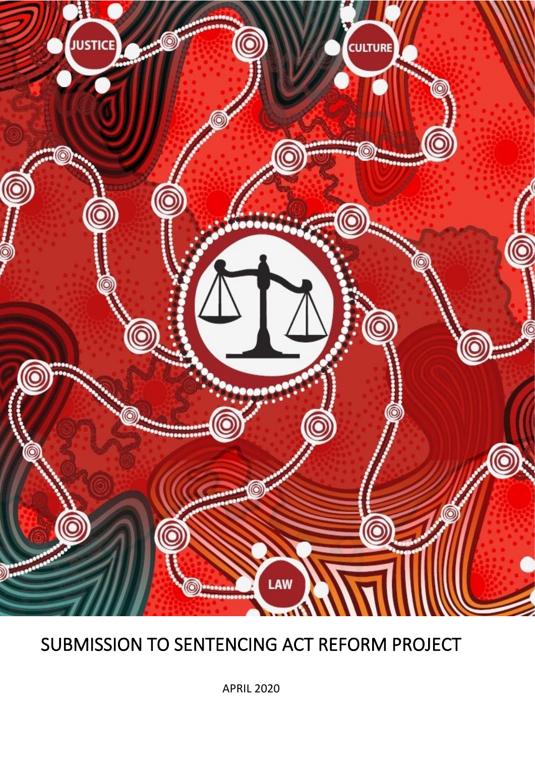# SUBMISSION TO SENTENCING ACT REFORM PROJECT

APRIL 2020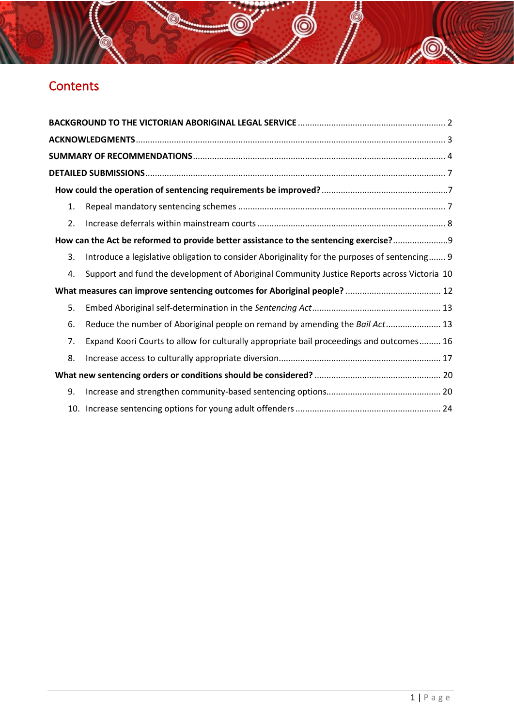# Contents

**BACKGROUND TO THE VICTORIAN ABORIGINAL LEGAL SERVICE** .......... 2

**ACKNOWLEDGMENTS** .......... 3

**SUMMARY OF RECOMMENDATIONS** .......... 4

**DETAILED SUBMISSIONS** .......... 7

- **How could the operation of sentencing requirements be improved?** .......... 7
  1. Repeal mandatory sentencing schemes .......... 7
  2. Increase deferrals within mainstream courts .......... 8
- **How can the Act be reformed to provide better assistance to the sentencing exercise?** .......... 9
  3. Introduce a legislative obligation to consider Aboriginality for the purposes of sentencing .......... 9
  4. Support and fund the development of Aboriginal Community Justice Reports across Victoria .......... 10
- **What measures can improve sentencing outcomes for Aboriginal people?** .......... 12
  5. Embed Aboriginal self-determination in the *Sentencing Act* .......... 13
  6. Reduce the number of Aboriginal people on remand by amending the *Bail Act* .......... 13
  7. Expand Koori Courts to allow for culturally appropriate bail proceedings and outcomes .......... 16
  8. Increase access to culturally appropriate diversion .......... 17
- **What new sentencing orders or conditions should be considered?** .......... 20
  9. Increase and strengthen community-based sentencing options .......... 20
  10. Increase sentencing options for young adult offenders .......... 24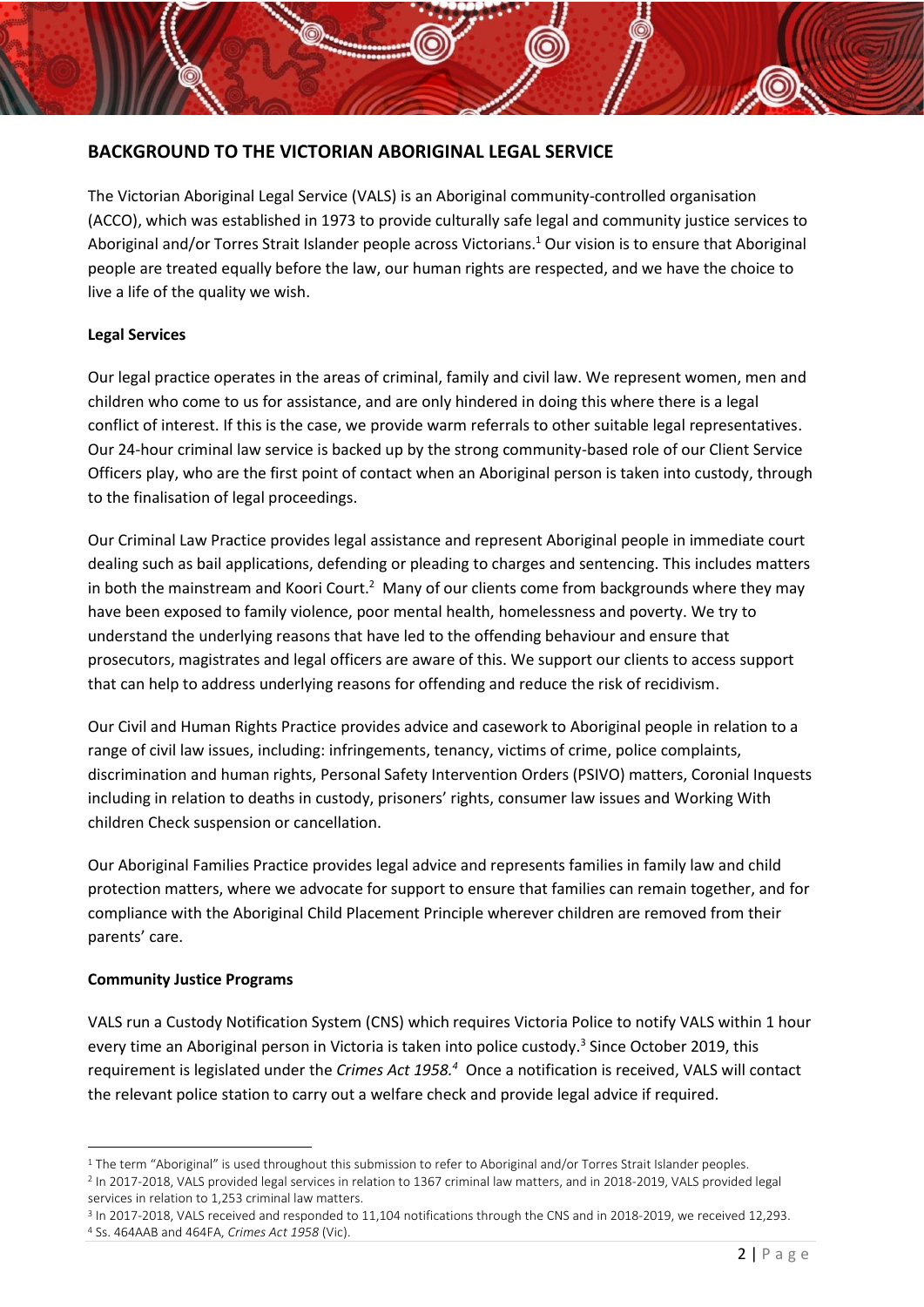## BACKGROUND TO THE VICTORIAN ABORIGINAL LEGAL SERVICE

The Victorian Aboriginal Legal Service (VALS) is an Aboriginal community-controlled organisation (ACCO), which was established in 1973 to provide culturally safe legal and community justice services to Aboriginal and/or Torres Strait Islander people across Victorians.[1] Our vision is to ensure that Aboriginal people are treated equally before the law, our human rights are respected, and we have the choice to live a life of the quality we wish.

**Legal Services**

Our legal practice operates in the areas of criminal, family and civil law. We represent women, men and children who come to us for assistance, and are only hindered in doing this where there is a legal conflict of interest. If this is the case, we provide warm referrals to other suitable legal representatives. Our 24-hour criminal law service is backed up by the strong community-based role of our Client Service Officers play, who are the first point of contact when an Aboriginal person is taken into custody, through to the finalisation of legal proceedings.

Our Criminal Law Practice provides legal assistance and represent Aboriginal people in immediate court dealing such as bail applications, defending or pleading to charges and sentencing. This includes matters in both the mainstream and Koori Court.[2] Many of our clients come from backgrounds where they may have been exposed to family violence, poor mental health, homelessness and poverty. We try to understand the underlying reasons that have led to the offending behaviour and ensure that prosecutors, magistrates and legal officers are aware of this. We support our clients to access support that can help to address underlying reasons for offending and reduce the risk of recidivism.

Our Civil and Human Rights Practice provides advice and casework to Aboriginal people in relation to a range of civil law issues, including: infringements, tenancy, victims of crime, police complaints, discrimination and human rights, Personal Safety Intervention Orders (PSIVO) matters, Coronial Inquests including in relation to deaths in custody, prisoners' rights, consumer law issues and Working With children Check suspension or cancellation.

Our Aboriginal Families Practice provides legal advice and represents families in family law and child protection matters, where we advocate for support to ensure that families can remain together, and for compliance with the Aboriginal Child Placement Principle wherever children are removed from their parents' care.

**Community Justice Programs**

VALS run a Custody Notification System (CNS) which requires Victoria Police to notify VALS within 1 hour every time an Aboriginal person in Victoria is taken into police custody.[3] Since October 2019, this requirement is legislated under the *Crimes Act 1958*.[4] Once a notification is received, VALS will contact the relevant police station to carry out a welfare check and provide legal advice if required.

---

[1] The term "Aboriginal" is used throughout this submission to refer to Aboriginal and/or Torres Strait Islander peoples.

[2] In 2017-2018, VALS provided legal services in relation to 1367 criminal law matters, and in 2018-2019, VALS provided legal services in relation to 1,253 criminal law matters.

[3] In 2017-2018, VALS received and responded to 11,104 notifications through the CNS and in 2018-2019, we received 12,293.

[4] Ss. 464AAB and 464FA, *Crimes Act 1958* (Vic).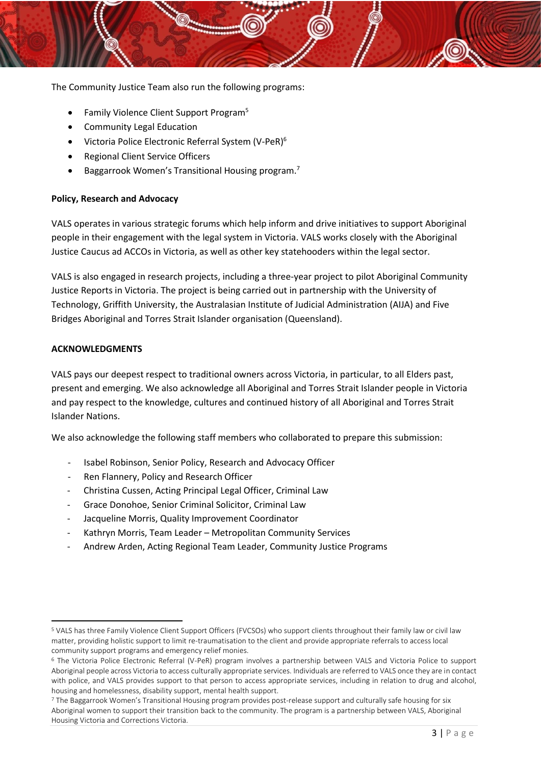The Community Justice Team also run the following programs:

- Family Violence Client Support Program[5]
- Community Legal Education
- Victoria Police Electronic Referral System (V-PeR)[6]
- Regional Client Service Officers
- Baggarrook Women's Transitional Housing program.[7]

**Policy, Research and Advocacy**

VALS operates in various strategic forums which help inform and drive initiatives to support Aboriginal people in their engagement with the legal system in Victoria. VALS works closely with the Aboriginal Justice Caucus ad ACCOs in Victoria, as well as other key statehooders within the legal sector.

VALS is also engaged in research projects, including a three-year project to pilot Aboriginal Community Justice Reports in Victoria. The project is being carried out in partnership with the University of Technology, Griffith University, the Australasian Institute of Judicial Administration (AIJA) and Five Bridges Aboriginal and Torres Strait Islander organisation (Queensland).

**ACKNOWLEDGMENTS**

VALS pays our deepest respect to traditional owners across Victoria, in particular, to all Elders past, present and emerging. We also acknowledge all Aboriginal and Torres Strait Islander people in Victoria and pay respect to the knowledge, cultures and continued history of all Aboriginal and Torres Strait Islander Nations.

We also acknowledge the following staff members who collaborated to prepare this submission:

- Isabel Robinson, Senior Policy, Research and Advocacy Officer
- Ren Flannery, Policy and Research Officer
- Christina Cussen, Acting Principal Legal Officer, Criminal Law
- Grace Donohoe, Senior Criminal Solicitor, Criminal Law
- Jacqueline Morris, Quality Improvement Coordinator
- Kathryn Morris, Team Leader – Metropolitan Community Services
- Andrew Arden, Acting Regional Team Leader, Community Justice Programs

---

[5] VALS has three Family Violence Client Support Officers (FVCSOs) who support clients throughout their family law or civil law matter, providing holistic support to limit re-traumatisation to the client and provide appropriate referrals to access local community support programs and emergency relief monies.

[6] The Victoria Police Electronic Referral (V-PeR) program involves a partnership between VALS and Victoria Police to support Aboriginal people across Victoria to access culturally appropriate services. Individuals are referred to VALS once they are in contact with police, and VALS provides support to that person to access appropriate services, including in relation to drug and alcohol, housing and homelessness, disability support, mental health support.

[7] The Baggarrook Women's Transitional Housing program provides post-release support and culturally safe housing for six Aboriginal women to support their transition back to the community. The program is a partnership between VALS, Aboriginal Housing Victoria and Corrections Victoria.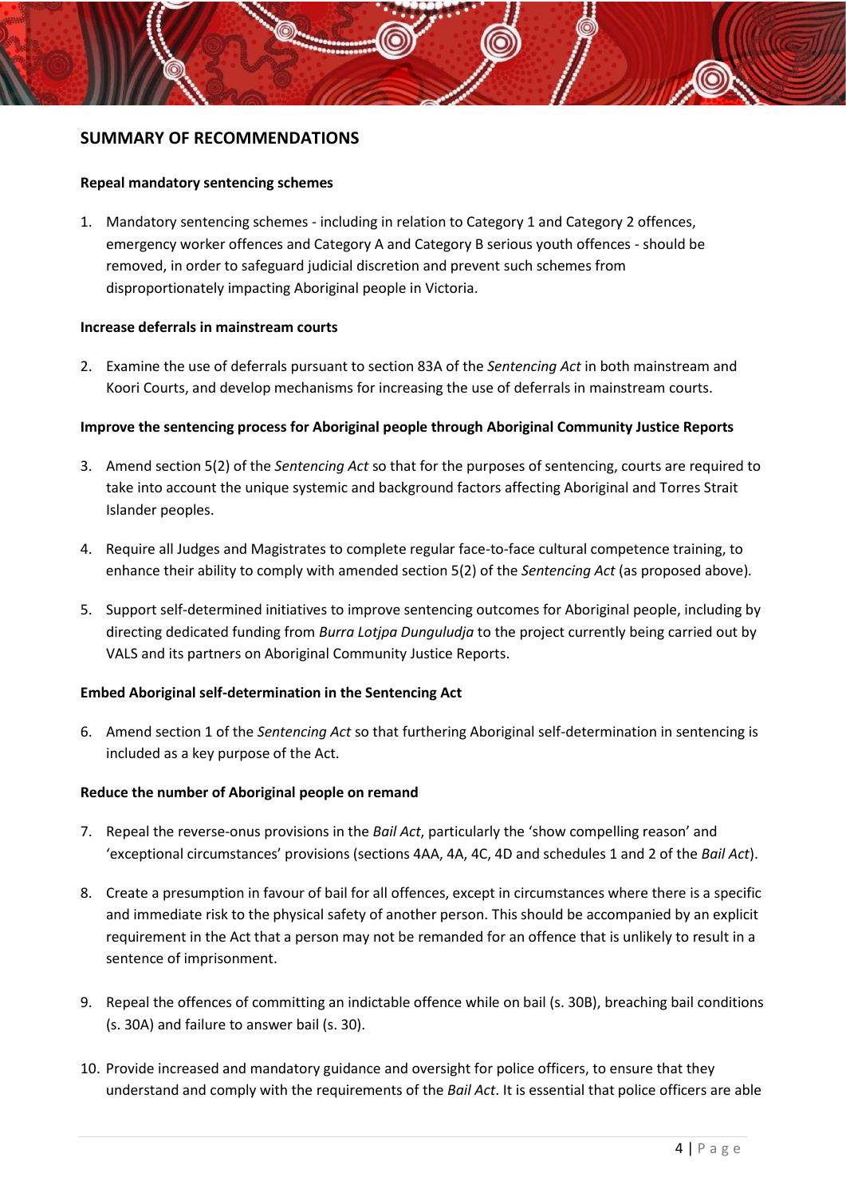## SUMMARY OF RECOMMENDATIONS

**Repeal mandatory sentencing schemes**

1. Mandatory sentencing schemes - including in relation to Category 1 and Category 2 offences, emergency worker offences and Category A and Category B serious youth offences - should be removed, in order to safeguard judicial discretion and prevent such schemes from disproportionately impacting Aboriginal people in Victoria.

**Increase deferrals in mainstream courts**

2. Examine the use of deferrals pursuant to section 83A of the *Sentencing Act* in both mainstream and Koori Courts, and develop mechanisms for increasing the use of deferrals in mainstream courts.

**Improve the sentencing process for Aboriginal people through Aboriginal Community Justice Reports**

3. Amend section 5(2) of the *Sentencing Act* so that for the purposes of sentencing, courts are required to take into account the unique systemic and background factors affecting Aboriginal and Torres Strait Islander peoples.

4. Require all Judges and Magistrates to complete regular face-to-face cultural competence training, to enhance their ability to comply with amended section 5(2) of the *Sentencing Act* (as proposed above).

5. Support self-determined initiatives to improve sentencing outcomes for Aboriginal people, including by directing dedicated funding from *Burra Lotjpa Dunguludja* to the project currently being carried out by VALS and its partners on Aboriginal Community Justice Reports.

**Embed Aboriginal self-determination in the Sentencing Act**

6. Amend section 1 of the *Sentencing Act* so that furthering Aboriginal self-determination in sentencing is included as a key purpose of the Act.

**Reduce the number of Aboriginal people on remand**

7. Repeal the reverse-onus provisions in the *Bail Act*, particularly the 'show compelling reason' and 'exceptional circumstances' provisions (sections 4AA, 4A, 4C, 4D and schedules 1 and 2 of the *Bail Act*).

8. Create a presumption in favour of bail for all offences, except in circumstances where there is a specific and immediate risk to the physical safety of another person. This should be accompanied by an explicit requirement in the Act that a person may not be remanded for an offence that is unlikely to result in a sentence of imprisonment.

9. Repeal the offences of committing an indictable offence while on bail (s. 30B), breaching bail conditions (s. 30A) and failure to answer bail (s. 30).

10. Provide increased and mandatory guidance and oversight for police officers, to ensure that they understand and comply with the requirements of the *Bail Act*. It is essential that police officers are able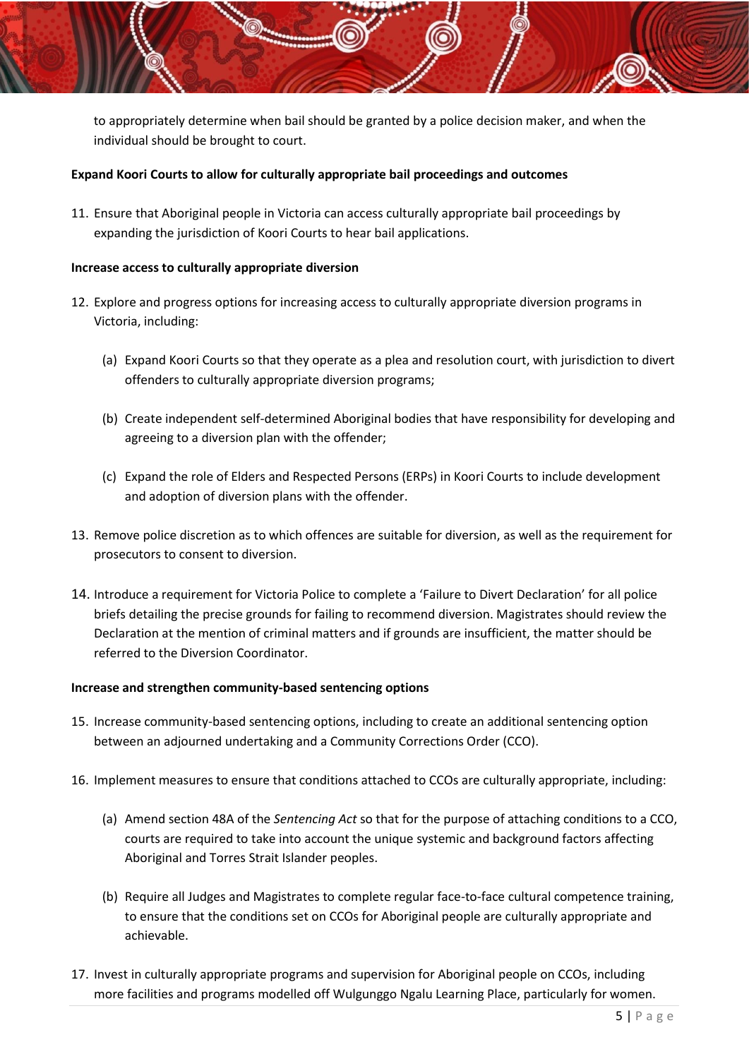to appropriately determine when bail should be granted by a police decision maker, and when the individual should be brought to court.

**Expand Koori Courts to allow for culturally appropriate bail proceedings and outcomes**

11. Ensure that Aboriginal people in Victoria can access culturally appropriate bail proceedings by expanding the jurisdiction of Koori Courts to hear bail applications.

**Increase access to culturally appropriate diversion**

12. Explore and progress options for increasing access to culturally appropriate diversion programs in Victoria, including:

    (a) Expand Koori Courts so that they operate as a plea and resolution court, with jurisdiction to divert offenders to culturally appropriate diversion programs;

    (b) Create independent self-determined Aboriginal bodies that have responsibility for developing and agreeing to a diversion plan with the offender;

    (c) Expand the role of Elders and Respected Persons (ERPs) in Koori Courts to include development and adoption of diversion plans with the offender.

13. Remove police discretion as to which offences are suitable for diversion, as well as the requirement for prosecutors to consent to diversion.

14. Introduce a requirement for Victoria Police to complete a 'Failure to Divert Declaration' for all police briefs detailing the precise grounds for failing to recommend diversion. Magistrates should review the Declaration at the mention of criminal matters and if grounds are insufficient, the matter should be referred to the Diversion Coordinator.

**Increase and strengthen community-based sentencing options**

15. Increase community-based sentencing options, including to create an additional sentencing option between an adjourned undertaking and a Community Corrections Order (CCO).

16. Implement measures to ensure that conditions attached to CCOs are culturally appropriate, including:

    (a) Amend section 48A of the *Sentencing Act* so that for the purpose of attaching conditions to a CCO, courts are required to take into account the unique systemic and background factors affecting Aboriginal and Torres Strait Islander peoples.

    (b) Require all Judges and Magistrates to complete regular face-to-face cultural competence training, to ensure that the conditions set on CCOs for Aboriginal people are culturally appropriate and achievable.

17. Invest in culturally appropriate programs and supervision for Aboriginal people on CCOs, including more facilities and programs modelled off Wulgunggo Ngalu Learning Place, particularly for women.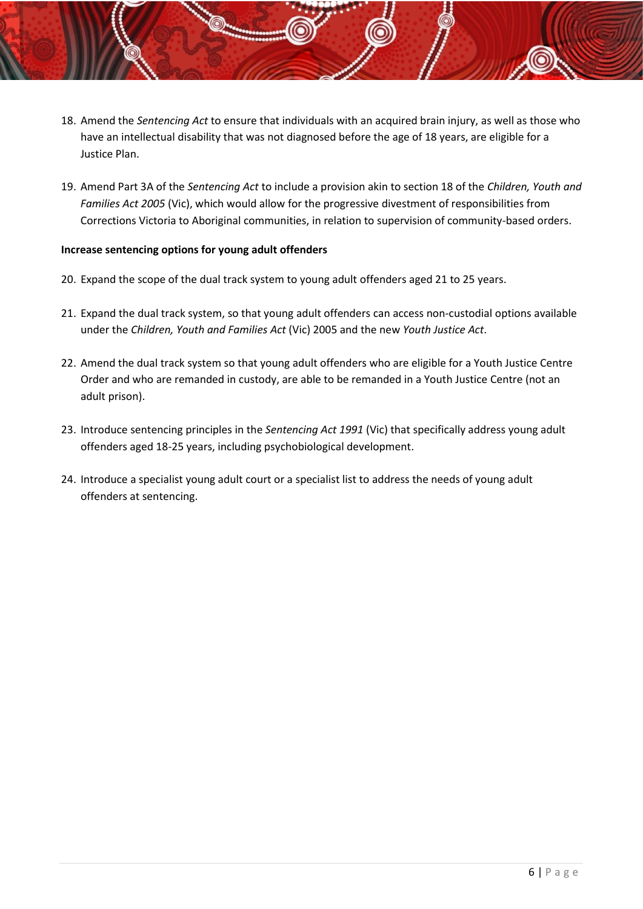18. Amend the *Sentencing Act* to ensure that individuals with an acquired brain injury, as well as those who have an intellectual disability that was not diagnosed before the age of 18 years, are eligible for a Justice Plan.

19. Amend Part 3A of the *Sentencing Act* to include a provision akin to section 18 of the *Children, Youth and Families Act 2005* (Vic), which would allow for the progressive divestment of responsibilities from Corrections Victoria to Aboriginal communities, in relation to supervision of community-based orders.

**Increase sentencing options for young adult offenders**

20. Expand the scope of the dual track system to young adult offenders aged 21 to 25 years.

21. Expand the dual track system, so that young adult offenders can access non-custodial options available under the *Children, Youth and Families Act* (Vic) 2005 and the new *Youth Justice Act*.

22. Amend the dual track system so that young adult offenders who are eligible for a Youth Justice Centre Order and who are remanded in custody, are able to be remanded in a Youth Justice Centre (not an adult prison).

23. Introduce sentencing principles in the *Sentencing Act 1991* (Vic) that specifically address young adult offenders aged 18-25 years, including psychobiological development.

24. Introduce a specialist young adult court or a specialist list to address the needs of young adult offenders at sentencing.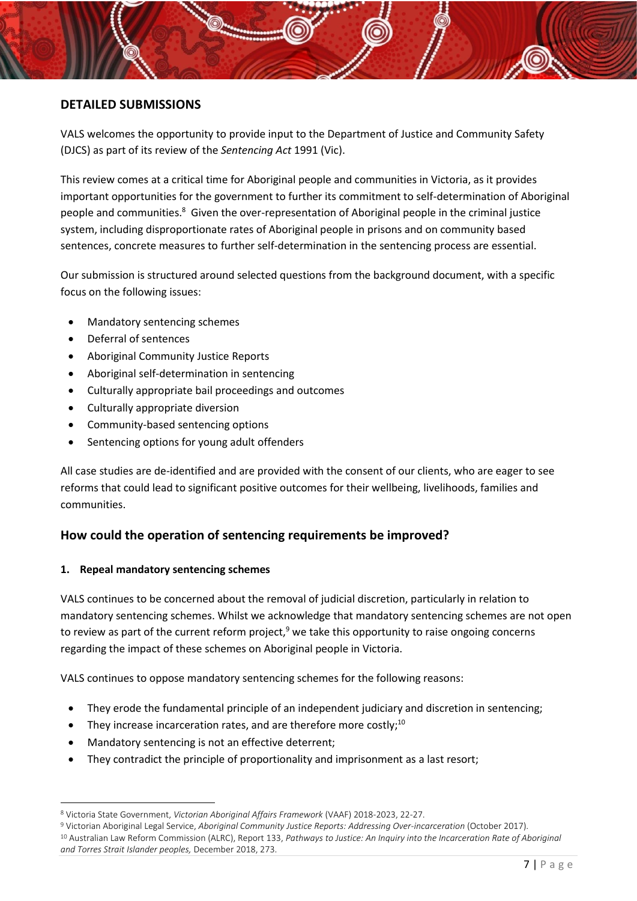## DETAILED SUBMISSIONS

VALS welcomes the opportunity to provide input to the Department of Justice and Community Safety (DJCS) as part of its review of the *Sentencing Act* 1991 (Vic).

This review comes at a critical time for Aboriginal people and communities in Victoria, as it provides important opportunities for the government to further its commitment to self-determination of Aboriginal people and communities.[8] Given the over-representation of Aboriginal people in the criminal justice system, including disproportionate rates of Aboriginal people in prisons and on community based sentences, concrete measures to further self-determination in the sentencing process are essential.

Our submission is structured around selected questions from the background document, with a specific focus on the following issues:

- Mandatory sentencing schemes
- Deferral of sentences
- Aboriginal Community Justice Reports
- Aboriginal self-determination in sentencing
- Culturally appropriate bail proceedings and outcomes
- Culturally appropriate diversion
- Community-based sentencing options
- Sentencing options for young adult offenders

All case studies are de-identified and are provided with the consent of our clients, who are eager to see reforms that could lead to significant positive outcomes for their wellbeing, livelihoods, families and communities.

## How could the operation of sentencing requirements be improved?

#### 1. Repeal mandatory sentencing schemes

VALS continues to be concerned about the removal of judicial discretion, particularly in relation to mandatory sentencing schemes. Whilst we acknowledge that mandatory sentencing schemes are not open to review as part of the current reform project,[9] we take this opportunity to raise ongoing concerns regarding the impact of these schemes on Aboriginal people in Victoria.

VALS continues to oppose mandatory sentencing schemes for the following reasons:

- They erode the fundamental principle of an independent judiciary and discretion in sentencing;
- They increase incarceration rates, and are therefore more costly;[10]
- Mandatory sentencing is not an effective deterrent;
- They contradict the principle of proportionality and imprisonment as a last resort;

---

[8] Victoria State Government, *Victorian Aboriginal Affairs Framework* (VAAF) 2018-2023, 22-27.

[9] Victorian Aboriginal Legal Service, *Aboriginal Community Justice Reports: Addressing Over-incarceration* (October 2017).

[10] Australian Law Reform Commission (ALRC), Report 133, *Pathways to Justice: An Inquiry into the Incarceration Rate of Aboriginal and Torres Strait Islander peoples,* December 2018, 273.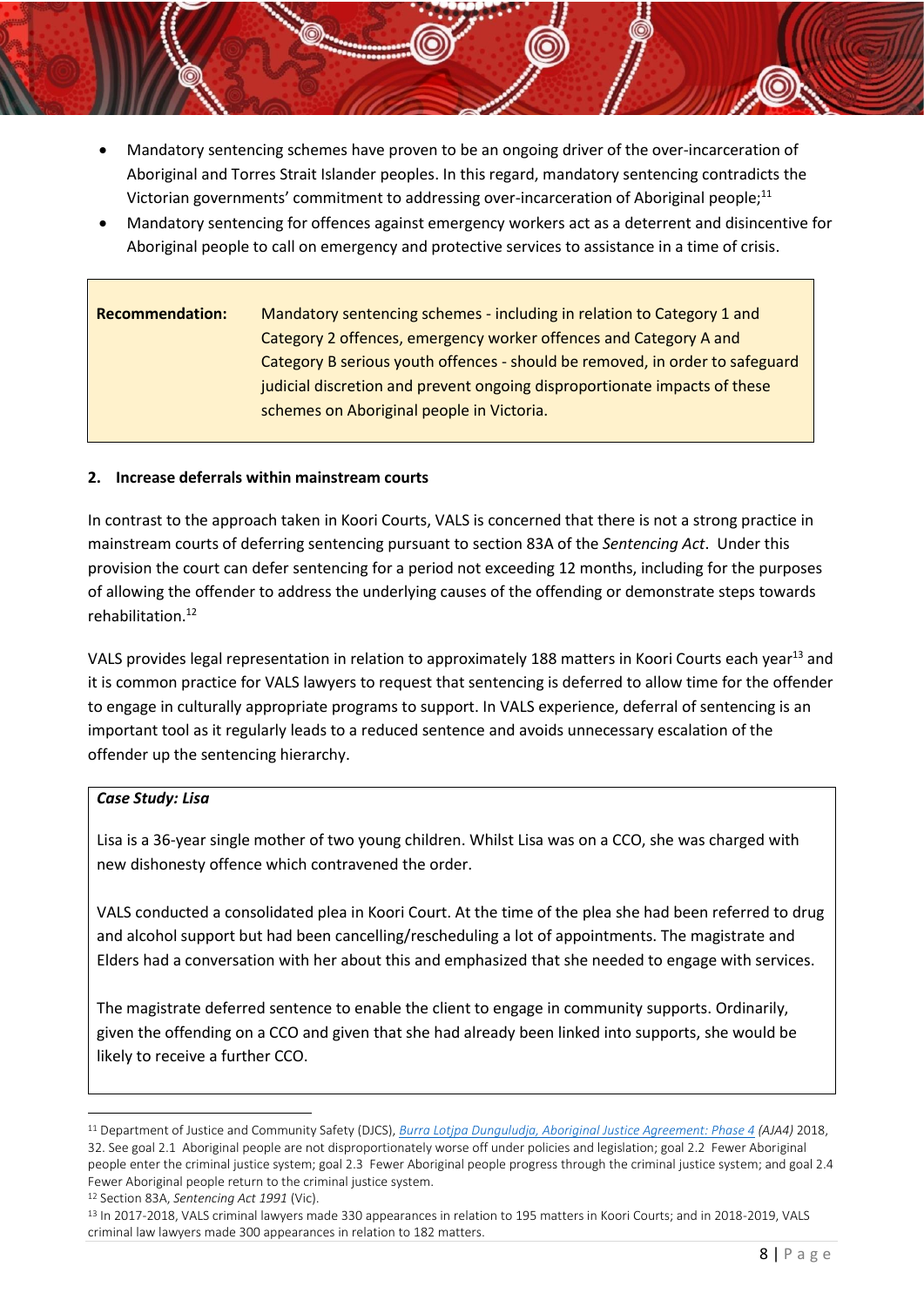- Mandatory sentencing schemes have proven to be an ongoing driver of the over-incarceration of Aboriginal and Torres Strait Islander peoples. In this regard, mandatory sentencing contradicts the Victorian governments' commitment to addressing over-incarceration of Aboriginal people;[11]
- Mandatory sentencing for offences against emergency workers act as a deterrent and disincentive for Aboriginal people to call on emergency and protective services to assistance in a time of crisis.

| **Recommendation:** | Mandatory sentencing schemes - including in relation to Category 1 and Category 2 offences, emergency worker offences and Category A and Category B serious youth offences - should be removed, in order to safeguard judicial discretion and prevent ongoing disproportionate impacts of these schemes on Aboriginal people in Victoria. |
|---|---|

### 2. Increase deferrals within mainstream courts

In contrast to the approach taken in Koori Courts, VALS is concerned that there is not a strong practice in mainstream courts of deferring sentencing pursuant to section 83A of the *Sentencing Act*. Under this provision the court can defer sentencing for a period not exceeding 12 months, including for the purposes of allowing the offender to address the underlying causes of the offending or demonstrate steps towards rehabilitation.[12]

VALS provides legal representation in relation to approximately 188 matters in Koori Courts each year[13] and it is common practice for VALS lawyers to request that sentencing is deferred to allow time for the offender to engage in culturally appropriate programs to support. In VALS experience, deferral of sentencing is an important tool as it regularly leads to a reduced sentence and avoids unnecessary escalation of the offender up the sentencing hierarchy.

> ***Case Study: Lisa***
>
> Lisa is a 36-year single mother of two young children. Whilst Lisa was on a CCO, she was charged with new dishonesty offence which contravened the order.
>
> VALS conducted a consolidated plea in Koori Court. At the time of the plea she had been referred to drug and alcohol support but had been cancelling/rescheduling a lot of appointments. The magistrate and Elders had a conversation with her about this and emphasized that she needed to engage with services.
>
> The magistrate deferred sentence to enable the client to engage in community supports. Ordinarily, given the offending on a CCO and given that she had already been linked into supports, she would be likely to receive a further CCO.

---

[11] Department of Justice and Community Safety (DJCS), *Burra Lotjpa Dunguludja, Aboriginal Justice Agreement: Phase 4 (AJA4)* 2018, 32. See goal 2.1 Aboriginal people are not disproportionately worse off under policies and legislation; goal 2.2 Fewer Aboriginal people enter the criminal justice system; goal 2.3 Fewer Aboriginal people progress through the criminal justice system; and goal 2.4 Fewer Aboriginal people return to the criminal justice system.

[12] Section 83A, *Sentencing Act 1991* (Vic).

[13] In 2017-2018, VALS criminal lawyers made 330 appearances in relation to 195 matters in Koori Courts; and in 2018-2019, VALS criminal law lawyers made 300 appearances in relation to 182 matters.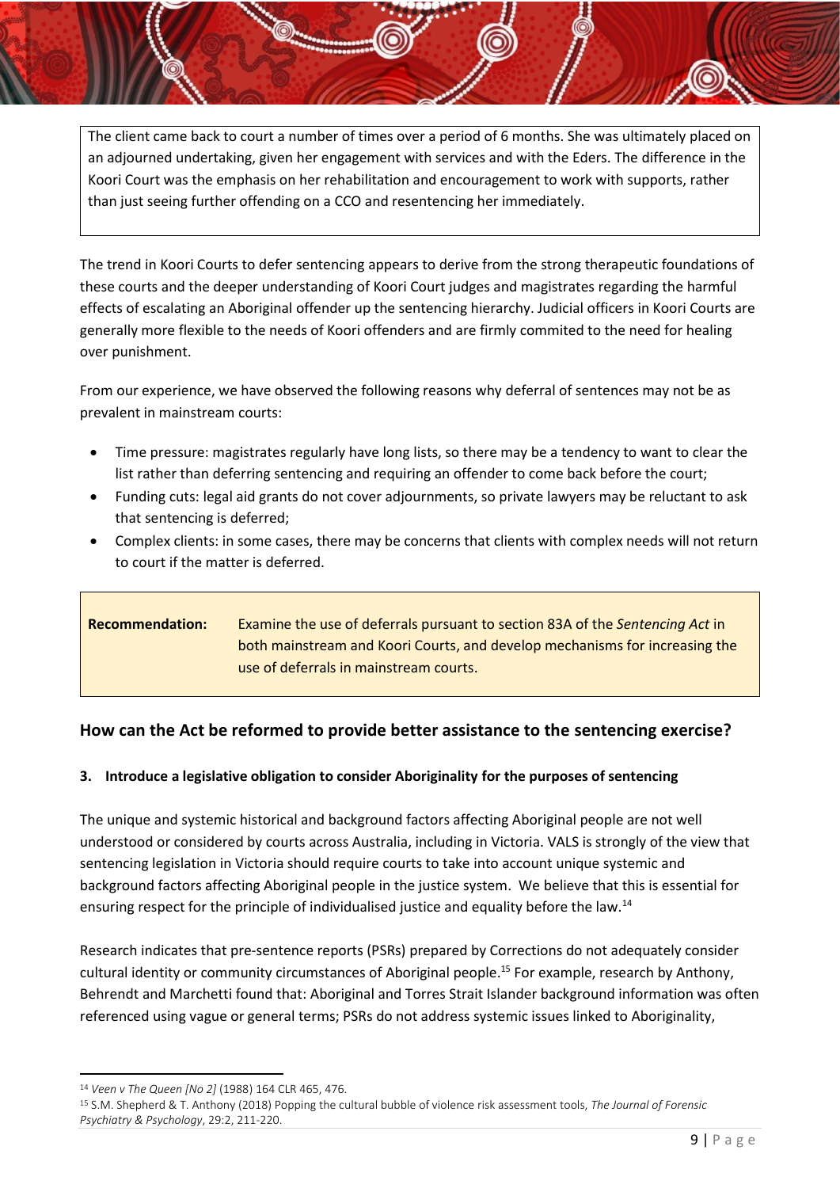The client came back to court a number of times over a period of 6 months. She was ultimately placed on an adjourned undertaking, given her engagement with services and with the Eders. The difference in the Koori Court was the emphasis on her rehabilitation and encouragement to work with supports, rather than just seeing further offending on a CCO and resentencing her immediately.

The trend in Koori Courts to defer sentencing appears to derive from the strong therapeutic foundations of these courts and the deeper understanding of Koori Court judges and magistrates regarding the harmful effects of escalating an Aboriginal offender up the sentencing hierarchy. Judicial officers in Koori Courts are generally more flexible to the needs of Koori offenders and are firmly commited to the need for healing over punishment.

From our experience, we have observed the following reasons why deferral of sentences may not be as prevalent in mainstream courts:

- Time pressure: magistrates regularly have long lists, so there may be a tendency to want to clear the list rather than deferring sentencing and requiring an offender to come back before the court;
- Funding cuts: legal aid grants do not cover adjournments, so private lawyers may be reluctant to ask that sentencing is deferred;
- Complex clients: in some cases, there may be concerns that clients with complex needs will not return to court if the matter is deferred.

**Recommendation:** Examine the use of deferrals pursuant to section 83A of the *Sentencing Act* in both mainstream and Koori Courts, and develop mechanisms for increasing the use of deferrals in mainstream courts.

## How can the Act be reformed to provide better assistance to the sentencing exercise?

### 3. Introduce a legislative obligation to consider Aboriginality for the purposes of sentencing

The unique and systemic historical and background factors affecting Aboriginal people are not well understood or considered by courts across Australia, including in Victoria. VALS is strongly of the view that sentencing legislation in Victoria should require courts to take into account unique systemic and background factors affecting Aboriginal people in the justice system. We believe that this is essential for ensuring respect for the principle of individualised justice and equality before the law.[14]

Research indicates that pre-sentence reports (PSRs) prepared by Corrections do not adequately consider cultural identity or community circumstances of Aboriginal people.[15] For example, research by Anthony, Behrendt and Marchetti found that: Aboriginal and Torres Strait Islander background information was often referenced using vague or general terms; PSRs do not address systemic issues linked to Aboriginality,

[14] *Veen v The Queen [No 2]* (1988) 164 CLR 465, 476.

[15] S.M. Shepherd & T. Anthony (2018) Popping the cultural bubble of violence risk assessment tools, *The Journal of Forensic Psychiatry & Psychology*, 29:2, 211-220.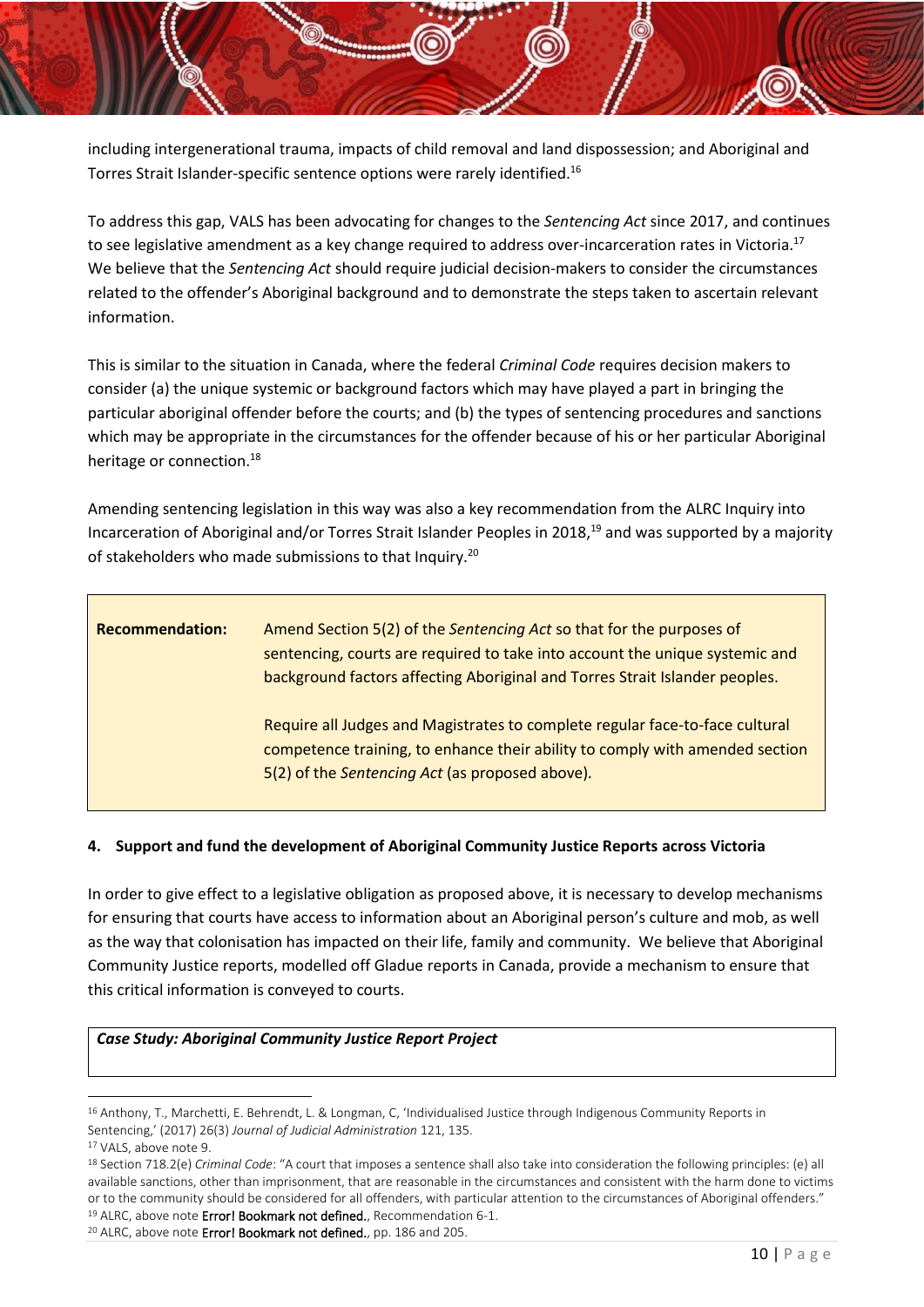including intergenerational trauma, impacts of child removal and land dispossession; and Aboriginal and Torres Strait Islander-specific sentence options were rarely identified.[16]

To address this gap, VALS has been advocating for changes to the *Sentencing Act* since 2017, and continues to see legislative amendment as a key change required to address over-incarceration rates in Victoria.[17] We believe that the *Sentencing Act* should require judicial decision-makers to consider the circumstances related to the offender's Aboriginal background and to demonstrate the steps taken to ascertain relevant information.

This is similar to the situation in Canada, where the federal *Criminal Code* requires decision makers to consider (a) the unique systemic or background factors which may have played a part in bringing the particular aboriginal offender before the courts; and (b) the types of sentencing procedures and sanctions which may be appropriate in the circumstances for the offender because of his or her particular Aboriginal heritage or connection.[18]

Amending sentencing legislation in this way was also a key recommendation from the ALRC Inquiry into Incarceration of Aboriginal and/or Torres Strait Islander Peoples in 2018,[19] and was supported by a majority of stakeholders who made submissions to that Inquiry.[20]

| **Recommendation:** | Amend Section 5(2) of the *Sentencing Act* so that for the purposes of sentencing, courts are required to take into account the unique systemic and background factors affecting Aboriginal and Torres Strait Islander peoples.<br><br>Require all Judges and Magistrates to complete regular face-to-face cultural competence training, to enhance their ability to comply with amended section 5(2) of the *Sentencing Act* (as proposed above). |
|---|---|

**4. Support and fund the development of Aboriginal Community Justice Reports across Victoria**

In order to give effect to a legislative obligation as proposed above, it is necessary to develop mechanisms for ensuring that courts have access to information about an Aboriginal person's culture and mob, as well as the way that colonisation has impacted on their life, family and community. We believe that Aboriginal Community Justice reports, modelled off Gladue reports in Canada, provide a mechanism to ensure that this critical information is conveyed to courts.

***Case Study: Aboriginal Community Justice Report Project***

---

[16] Anthony, T., Marchetti, E. Behrendt, L. & Longman, C, 'Individualised Justice through Indigenous Community Reports in Sentencing,' (2017) 26(3) *Journal of Judicial Administration* 121, 135.

[17] VALS, above note 9.

[18] Section 718.2(e) *Criminal Code*: "A court that imposes a sentence shall also take into consideration the following principles: (e) all available sanctions, other than imprisonment, that are reasonable in the circumstances and consistent with the harm done to victims or to the community should be considered for all offenders, with particular attention to the circumstances of Aboriginal offenders."

[19] ALRC, above note Error! Bookmark not defined., Recommendation 6-1.

[20] ALRC, above note Error! Bookmark not defined., pp. 186 and 205.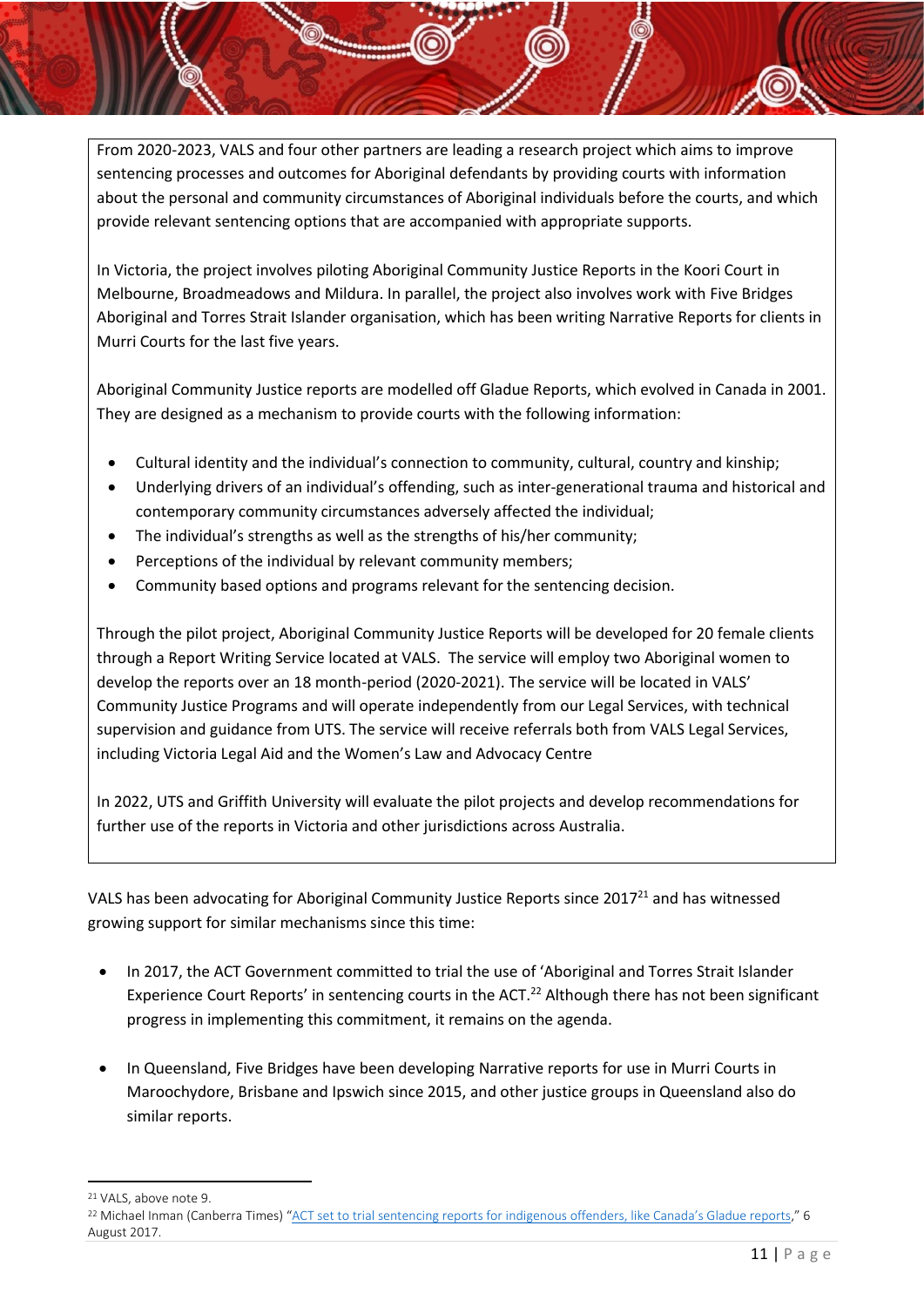> From 2020-2023, VALS and four other partners are leading a research project which aims to improve sentencing processes and outcomes for Aboriginal defendants by providing courts with information about the personal and community circumstances of Aboriginal individuals before the courts, and which provide relevant sentencing options that are accompanied with appropriate supports.
>
> In Victoria, the project involves piloting Aboriginal Community Justice Reports in the Koori Court in Melbourne, Broadmeadows and Mildura. In parallel, the project also involves work with Five Bridges Aboriginal and Torres Strait Islander organisation, which has been writing Narrative Reports for clients in Murri Courts for the last five years.
>
> Aboriginal Community Justice reports are modelled off Gladue Reports, which evolved in Canada in 2001. They are designed as a mechanism to provide courts with the following information:
>
> - Cultural identity and the individual's connection to community, cultural, country and kinship;
> - Underlying drivers of an individual's offending, such as inter-generational trauma and historical and contemporary community circumstances adversely affected the individual;
> - The individual's strengths as well as the strengths of his/her community;
> - Perceptions of the individual by relevant community members;
> - Community based options and programs relevant for the sentencing decision.
>
> Through the pilot project, Aboriginal Community Justice Reports will be developed for 20 female clients through a Report Writing Service located at VALS. The service will employ two Aboriginal women to develop the reports over an 18 month-period (2020-2021). The service will be located in VALS' Community Justice Programs and will operate independently from our Legal Services, with technical supervision and guidance from UTS. The service will receive referrals both from VALS Legal Services, including Victoria Legal Aid and the Women's Law and Advocacy Centre
>
> In 2022, UTS and Griffith University will evaluate the pilot projects and develop recommendations for further use of the reports in Victoria and other jurisdictions across Australia.

VALS has been advocating for Aboriginal Community Justice Reports since 2017[21] and has witnessed growing support for similar mechanisms since this time:

- In 2017, the ACT Government committed to trial the use of 'Aboriginal and Torres Strait Islander Experience Court Reports' in sentencing courts in the ACT.[22] Although there has not been significant progress in implementing this commitment, it remains on the agenda.

- In Queensland, Five Bridges have been developing Narrative reports for use in Murri Courts in Maroochydore, Brisbane and Ipswich since 2015, and other justice groups in Queensland also do similar reports.

---

[21] VALS, above note 9.

[22] Michael Inman (Canberra Times) "ACT set to trial sentencing reports for indigenous offenders, like Canada's Gladue reports," 6 August 2017.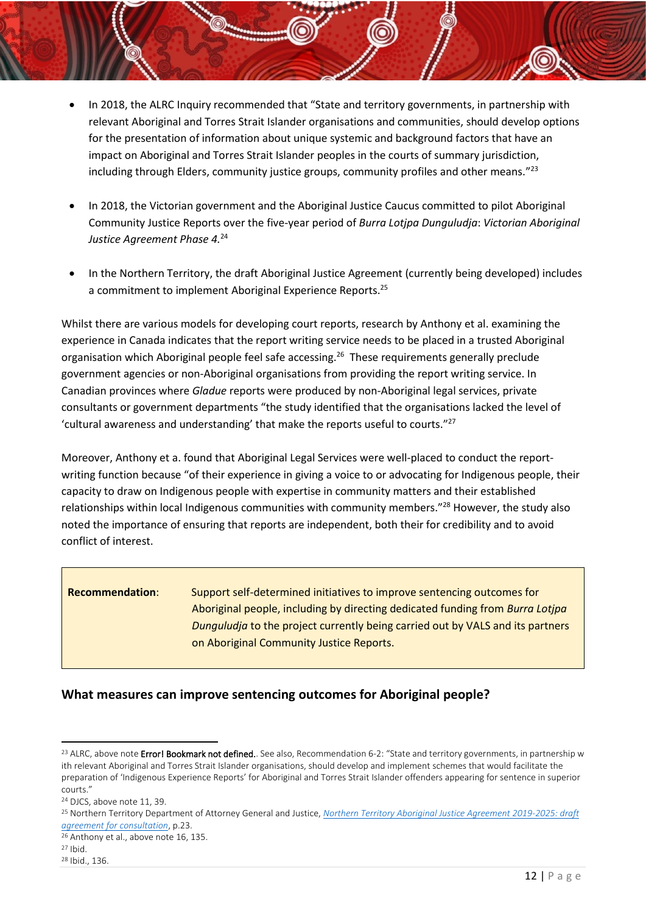- In 2018, the ALRC Inquiry recommended that "State and territory governments, in partnership with relevant Aboriginal and Torres Strait Islander organisations and communities, should develop options for the presentation of information about unique systemic and background factors that have an impact on Aboriginal and Torres Strait Islander peoples in the courts of summary jurisdiction, including through Elders, community justice groups, community profiles and other means."[23]

- In 2018, the Victorian government and the Aboriginal Justice Caucus committed to pilot Aboriginal Community Justice Reports over the five-year period of *Burra Lotjpa Dunguludja*: *Victorian Aboriginal Justice Agreement Phase 4.*[24]

- In the Northern Territory, the draft Aboriginal Justice Agreement (currently being developed) includes a commitment to implement Aboriginal Experience Reports.[25]

Whilst there are various models for developing court reports, research by Anthony et al. examining the experience in Canada indicates that the report writing service needs to be placed in a trusted Aboriginal organisation which Aboriginal people feel safe accessing.[26] These requirements generally preclude government agencies or non-Aboriginal organisations from providing the report writing service. In Canadian provinces where *Gladue* reports were produced by non-Aboriginal legal services, private consultants or government departments "the study identified that the organisations lacked the level of 'cultural awareness and understanding' that make the reports useful to courts."[27]

Moreover, Anthony et a. found that Aboriginal Legal Services were well-placed to conduct the report-writing function because "of their experience in giving a voice to or advocating for Indigenous people, their capacity to draw on Indigenous people with expertise in community matters and their established relationships within local Indigenous communities with community members."[28] However, the study also noted the importance of ensuring that reports are independent, both their for credibility and to avoid conflict of interest.

| **Recommendation**: | Support self-determined initiatives to improve sentencing outcomes for Aboriginal people, including by directing dedicated funding from *Burra Lotjpa Dunguludja* to the project currently being carried out by VALS and its partners on Aboriginal Community Justice Reports. |
|---|---|

### What measures can improve sentencing outcomes for Aboriginal people?

---

[23] ALRC, above note **Error! Bookmark not defined.**. See also, Recommendation 6-2: "State and territory governments, in partnership w ith relevant Aboriginal and Torres Strait Islander organisations, should develop and implement schemes that would facilitate the preparation of 'Indigenous Experience Reports' for Aboriginal and Torres Strait Islander offenders appearing for sentence in superior courts."

[24] DJCS, above note 11, 39.

[25] Northern Territory Department of Attorney General and Justice, *Northern Territory Aboriginal Justice Agreement 2019-2025: draft agreement for consultation*, p.23.

[26] Anthony et al., above note 16, 135.

[27] Ibid.

[28] Ibid., 136.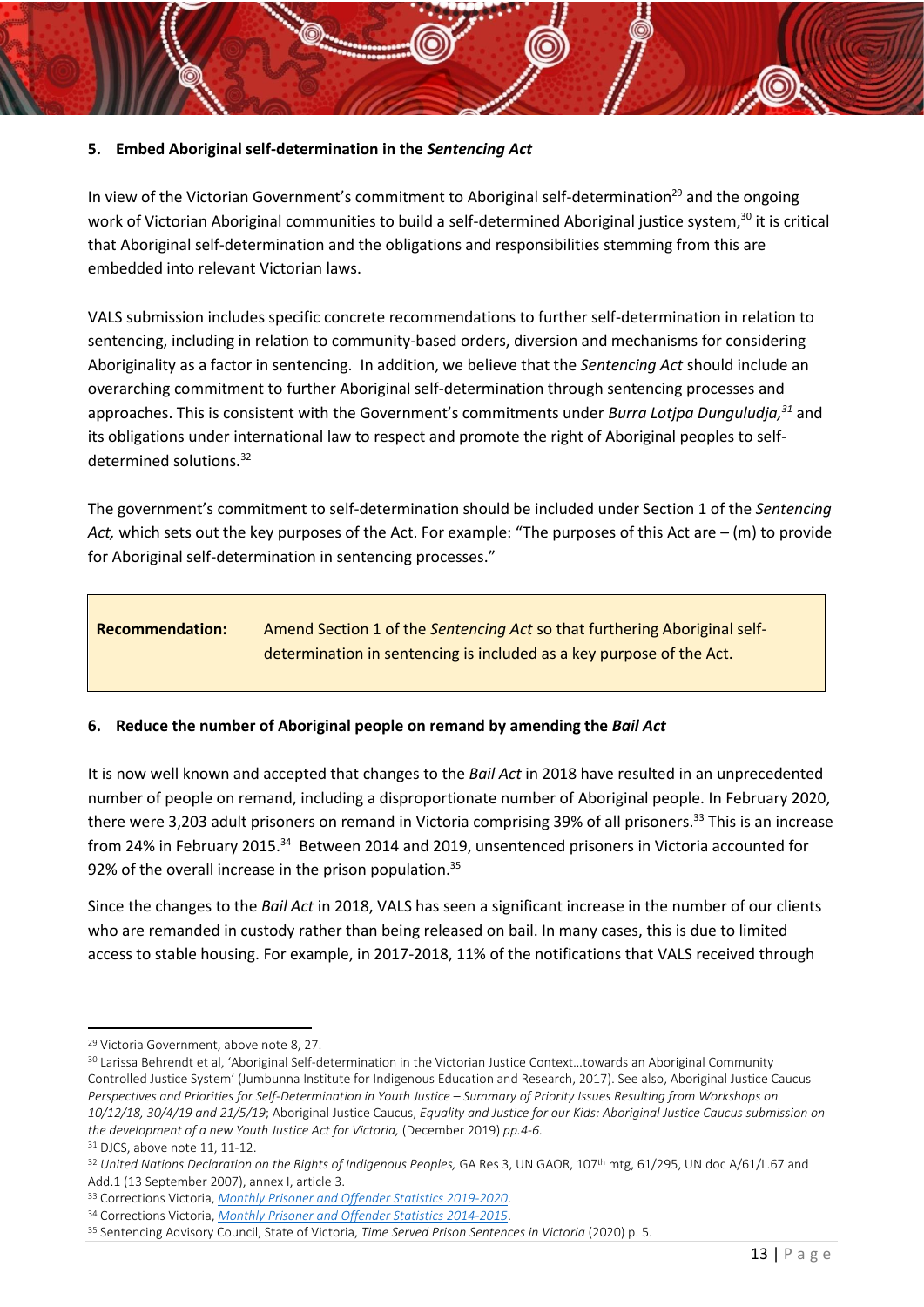## 5. Embed Aboriginal self-determination in the *Sentencing Act*

In view of the Victorian Government's commitment to Aboriginal self-determination[29] and the ongoing work of Victorian Aboriginal communities to build a self-determined Aboriginal justice system,[30] it is critical that Aboriginal self-determination and the obligations and responsibilities stemming from this are embedded into relevant Victorian laws.

VALS submission includes specific concrete recommendations to further self-determination in relation to sentencing, including in relation to community-based orders, diversion and mechanisms for considering Aboriginality as a factor in sentencing. In addition, we believe that the *Sentencing Act* should include an overarching commitment to further Aboriginal self-determination through sentencing processes and approaches. This is consistent with the Government's commitments under *Burra Lotjpa Dunguludja,*[31] and its obligations under international law to respect and promote the right of Aboriginal peoples to self-determined solutions.[32]

The government's commitment to self-determination should be included under Section 1 of the *Sentencing Act,* which sets out the key purposes of the Act. For example: "The purposes of this Act are – (m) to provide for Aboriginal self-determination in sentencing processes."

| **Recommendation:** | Amend Section 1 of the *Sentencing Act* so that furthering Aboriginal self-determination in sentencing is included as a key purpose of the Act. |
|---|---|

## 6. Reduce the number of Aboriginal people on remand by amending the *Bail Act*

It is now well known and accepted that changes to the *Bail Act* in 2018 have resulted in an unprecedented number of people on remand, including a disproportionate number of Aboriginal people. In February 2020, there were 3,203 adult prisoners on remand in Victoria comprising 39% of all prisoners.[33] This is an increase from 24% in February 2015.[34] Between 2014 and 2019, unsentenced prisoners in Victoria accounted for 92% of the overall increase in the prison population.[35]

Since the changes to the *Bail Act* in 2018, VALS has seen a significant increase in the number of our clients who are remanded in custody rather than being released on bail. In many cases, this is due to limited access to stable housing. For example, in 2017-2018, 11% of the notifications that VALS received through

---

[29] Victoria Government, above note 8, 27.

[30] Larissa Behrendt et al, 'Aboriginal Self-determination in the Victorian Justice Context…towards an Aboriginal Community Controlled Justice System' (Jumbunna Institute for Indigenous Education and Research, 2017). See also, Aboriginal Justice Caucus *Perspectives and Priorities for Self-Determination in Youth Justice – Summary of Priority Issues Resulting from Workshops on 10/12/18, 30/4/19 and 21/5/19*; Aboriginal Justice Caucus, *Equality and Justice for our Kids: Aboriginal Justice Caucus submission on the development of a new Youth Justice Act for Victoria,* (December 2019) *pp.4-6.*

[31] DJCS, above note 11, 11-12.

[32] *United Nations Declaration on the Rights of Indigenous Peoples,* GA Res 3, UN GAOR, 107th mtg, 61/295, UN doc A/61/L.67 and Add.1 (13 September 2007), annex I, article 3.

[33] Corrections Victoria, *Monthly Prisoner and Offender Statistics 2019-2020*.

[34] Corrections Victoria, *Monthly Prisoner and Offender Statistics 2014-2015*.

[35] Sentencing Advisory Council, State of Victoria, *Time Served Prison Sentences in Victoria* (2020) p. 5.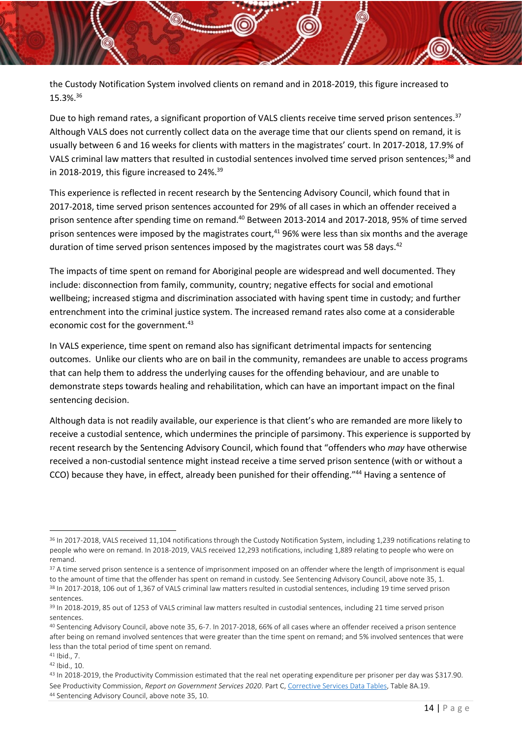the Custody Notification System involved clients on remand and in 2018-2019, this figure increased to 15.3%.[36]

Due to high remand rates, a significant proportion of VALS clients receive time served prison sentences.[37] Although VALS does not currently collect data on the average time that our clients spend on remand, it is usually between 6 and 16 weeks for clients with matters in the magistrates' court. In 2017-2018, 17.9% of VALS criminal law matters that resulted in custodial sentences involved time served prison sentences;[38] and in 2018-2019, this figure increased to 24%.[39]

This experience is reflected in recent research by the Sentencing Advisory Council, which found that in 2017-2018, time served prison sentences accounted for 29% of all cases in which an offender received a prison sentence after spending time on remand.[40] Between 2013-2014 and 2017-2018, 95% of time served prison sentences were imposed by the magistrates court,[41] 96% were less than six months and the average duration of time served prison sentences imposed by the magistrates court was 58 days.[42]

The impacts of time spent on remand for Aboriginal people are widespread and well documented. They include: disconnection from family, community, country; negative effects for social and emotional wellbeing; increased stigma and discrimination associated with having spent time in custody; and further entrenchment into the criminal justice system. The increased remand rates also come at a considerable economic cost for the government.[43]

In VALS experience, time spent on remand also has significant detrimental impacts for sentencing outcomes. Unlike our clients who are on bail in the community, remandees are unable to access programs that can help them to address the underlying causes for the offending behaviour, and are unable to demonstrate steps towards healing and rehabilitation, which can have an important impact on the final sentencing decision.

Although data is not readily available, our experience is that client's who are remanded are more likely to receive a custodial sentence, which undermines the principle of parsimony. This experience is supported by recent research by the Sentencing Advisory Council, which found that "offenders who *may* have otherwise received a non-custodial sentence might instead receive a time served prison sentence (with or without a CCO) because they have, in effect, already been punished for their offending."[44] Having a sentence of

---

[36] In 2017-2018, VALS received 11,104 notifications through the Custody Notification System, including 1,239 notifications relating to people who were on remand. In 2018-2019, VALS received 12,293 notifications, including 1,889 relating to people who were on remand.

[37] A time served prison sentence is a sentence of imprisonment imposed on an offender where the length of imprisonment is equal to the amount of time that the offender has spent on remand in custody. See Sentencing Advisory Council, above note 35, 1.

[38] In 2017-2018, 106 out of 1,367 of VALS criminal law matters resulted in custodial sentences, including 19 time served prison sentences.

[39] In 2018-2019, 85 out of 1253 of VALS criminal law matters resulted in custodial sentences, including 21 time served prison sentences.

[40] Sentencing Advisory Council, above note 35, 6-7. In 2017-2018, 66% of all cases where an offender received a prison sentence after being on remand involved sentences that were greater than the time spent on remand; and 5% involved sentences that were less than the total period of time spent on remand.

[41] Ibid., 7.

[42] Ibid., 10.

[43] In 2018-2019, the Productivity Commission estimated that the real net operating expenditure per prisoner per day was $317.90. See Productivity Commission, *Report on Government Services 2020*. Part C, Corrective Services Data Tables, Table 8A.19.

[44] Sentencing Advisory Council, above note 35, 10.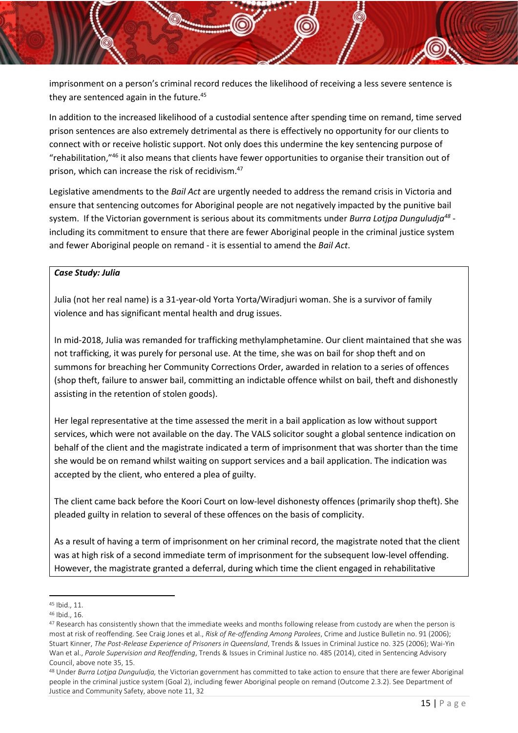imprisonment on a person's criminal record reduces the likelihood of receiving a less severe sentence is they are sentenced again in the future.[45]

In addition to the increased likelihood of a custodial sentence after spending time on remand, time served prison sentences are also extremely detrimental as there is effectively no opportunity for our clients to connect with or receive holistic support. Not only does this undermine the key sentencing purpose of "rehabilitation,"[46] it also means that clients have fewer opportunities to organise their transition out of prison, which can increase the risk of recidivism.[47]

Legislative amendments to the *Bail Act* are urgently needed to address the remand crisis in Victoria and ensure that sentencing outcomes for Aboriginal people are not negatively impacted by the punitive bail system. If the Victorian government is serious about its commitments under *Burra Lotjpa Dunguludja*[48] - including its commitment to ensure that there are fewer Aboriginal people in the criminal justice system and fewer Aboriginal people on remand - it is essential to amend the *Bail Act*.

***Case Study: Julia***

Julia (not her real name) is a 31-year-old Yorta Yorta/Wiradjuri woman. She is a survivor of family violence and has significant mental health and drug issues.

In mid-2018, Julia was remanded for trafficking methylamphetamine. Our client maintained that she was not trafficking, it was purely for personal use. At the time, she was on bail for shop theft and on summons for breaching her Community Corrections Order, awarded in relation to a series of offences (shop theft, failure to answer bail, committing an indictable offence whilst on bail, theft and dishonestly assisting in the retention of stolen goods).

Her legal representative at the time assessed the merit in a bail application as low without support services, which were not available on the day. The VALS solicitor sought a global sentence indication on behalf of the client and the magistrate indicated a term of imprisonment that was shorter than the time she would be on remand whilst waiting on support services and a bail application. The indication was accepted by the client, who entered a plea of guilty.

The client came back before the Koori Court on low-level dishonesty offences (primarily shop theft). She pleaded guilty in relation to several of these offences on the basis of complicity.

As a result of having a term of imprisonment on her criminal record, the magistrate noted that the client was at high risk of a second immediate term of imprisonment for the subsequent low-level offending. However, the magistrate granted a deferral, during which time the client engaged in rehabilitative

---

[45] Ibid., 11.

[46] Ibid., 16.

[47] Research has consistently shown that the immediate weeks and months following release from custody are when the person is most at risk of reoffending. See Craig Jones et al., *Risk of Re-offending Among Parolees*, Crime and Justice Bulletin no. 91 (2006); Stuart Kinner, *The Post-Release Experience of Prisoners in Queensland*, Trends & Issues in Criminal Justice no. 325 (2006); Wai-Yin Wan et al., *Parole Supervision and Reoffending*, Trends & Issues in Criminal Justice no. 485 (2014), cited in Sentencing Advisory Council, above note 35, 15.

[48] Under *Burra Lotjpa Dunguludja,* the Victorian government has committed to take action to ensure that there are fewer Aboriginal people in the criminal justice system (Goal 2), including fewer Aboriginal people on remand (Outcome 2.3.2). See Department of Justice and Community Safety, above note 11, 32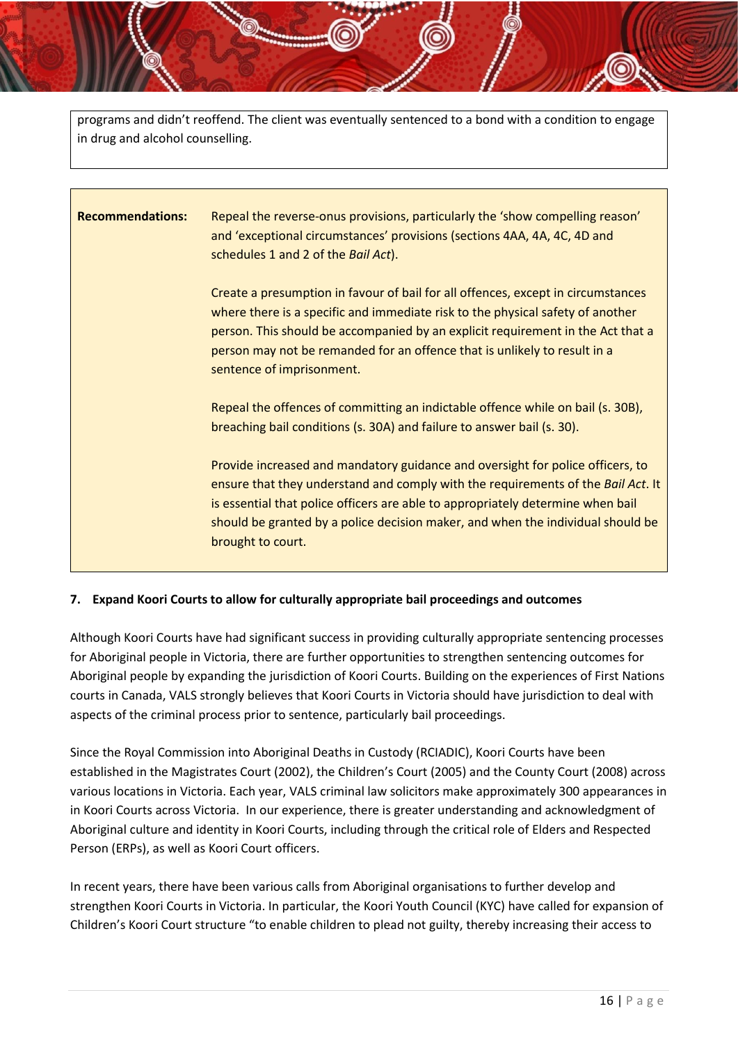programs and didn't reoffend. The client was eventually sentenced to a bond with a condition to engage in drug and alcohol counselling.

| **Recommendations:** | Repeal the reverse-onus provisions, particularly the 'show compelling reason' and 'exceptional circumstances' provisions (sections 4AA, 4A, 4C, 4D and schedules 1 and 2 of the *Bail Act*). |
| --- | --- |
| | Create a presumption in favour of bail for all offences, except in circumstances where there is a specific and immediate risk to the physical safety of another person. This should be accompanied by an explicit requirement in the Act that a person may not be remanded for an offence that is unlikely to result in a sentence of imprisonment. |
| | Repeal the offences of committing an indictable offence while on bail (s. 30B), breaching bail conditions (s. 30A) and failure to answer bail (s. 30). |
| | Provide increased and mandatory guidance and oversight for police officers, to ensure that they understand and comply with the requirements of the *Bail Act*. It is essential that police officers are able to appropriately determine when bail should be granted by a police decision maker, and when the individual should be brought to court. |

**7. Expand Koori Courts to allow for culturally appropriate bail proceedings and outcomes**

Although Koori Courts have had significant success in providing culturally appropriate sentencing processes for Aboriginal people in Victoria, there are further opportunities to strengthen sentencing outcomes for Aboriginal people by expanding the jurisdiction of Koori Courts. Building on the experiences of First Nations courts in Canada, VALS strongly believes that Koori Courts in Victoria should have jurisdiction to deal with aspects of the criminal process prior to sentence, particularly bail proceedings.

Since the Royal Commission into Aboriginal Deaths in Custody (RCIADIC), Koori Courts have been established in the Magistrates Court (2002), the Children's Court (2005) and the County Court (2008) across various locations in Victoria. Each year, VALS criminal law solicitors make approximately 300 appearances in in Koori Courts across Victoria. In our experience, there is greater understanding and acknowledgment of Aboriginal culture and identity in Koori Courts, including through the critical role of Elders and Respected Person (ERPs), as well as Koori Court officers.

In recent years, there have been various calls from Aboriginal organisations to further develop and strengthen Koori Courts in Victoria. In particular, the Koori Youth Council (KYC) have called for expansion of Children's Koori Court structure "to enable children to plead not guilty, thereby increasing their access to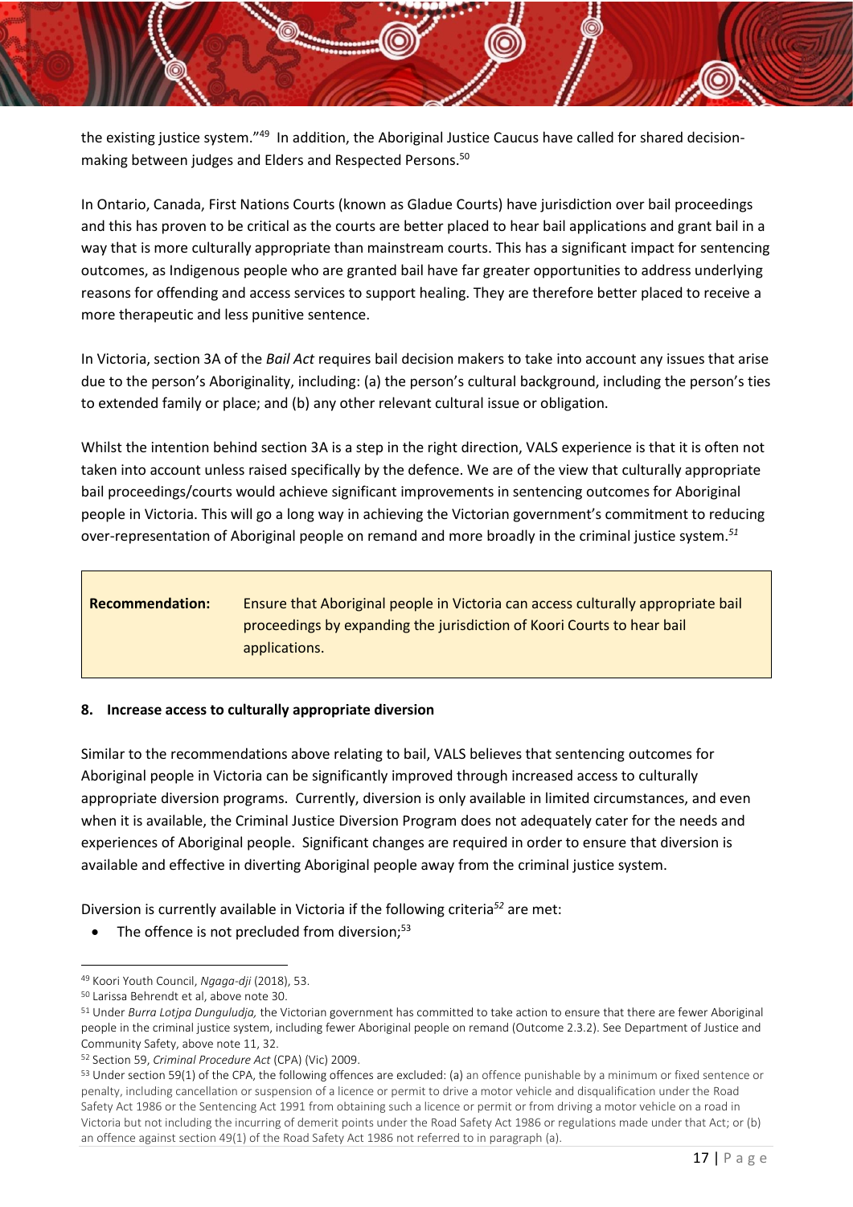the existing justice system."[49] In addition, the Aboriginal Justice Caucus have called for shared decision-making between judges and Elders and Respected Persons.[50]

In Ontario, Canada, First Nations Courts (known as Gladue Courts) have jurisdiction over bail proceedings and this has proven to be critical as the courts are better placed to hear bail applications and grant bail in a way that is more culturally appropriate than mainstream courts. This has a significant impact for sentencing outcomes, as Indigenous people who are granted bail have far greater opportunities to address underlying reasons for offending and access services to support healing. They are therefore better placed to receive a more therapeutic and less punitive sentence.

In Victoria, section 3A of the *Bail Act* requires bail decision makers to take into account any issues that arise due to the person's Aboriginality, including: (a) the person's cultural background, including the person's ties to extended family or place; and (b) any other relevant cultural issue or obligation.

Whilst the intention behind section 3A is a step in the right direction, VALS experience is that it is often not taken into account unless raised specifically by the defence. We are of the view that culturally appropriate bail proceedings/courts would achieve significant improvements in sentencing outcomes for Aboriginal people in Victoria. This will go a long way in achieving the Victorian government's commitment to reducing over-representation of Aboriginal people on remand and more broadly in the criminal justice system.[51]

| **Recommendation:** | Ensure that Aboriginal people in Victoria can access culturally appropriate bail proceedings by expanding the jurisdiction of Koori Courts to hear bail applications. |
|---|---|

**8. Increase access to culturally appropriate diversion**

Similar to the recommendations above relating to bail, VALS believes that sentencing outcomes for Aboriginal people in Victoria can be significantly improved through increased access to culturally appropriate diversion programs. Currently, diversion is only available in limited circumstances, and even when it is available, the Criminal Justice Diversion Program does not adequately cater for the needs and experiences of Aboriginal people. Significant changes are required in order to ensure that diversion is available and effective in diverting Aboriginal people away from the criminal justice system.

Diversion is currently available in Victoria if the following criteria[52] are met:

- The offence is not precluded from diversion;[53]

---

[49] Koori Youth Council, *Ngaga-dji* (2018), 53.

[50] Larissa Behrendt et al, above note 30.

[51] Under *Burra Lotjpa Dunguludja,* the Victorian government has committed to take action to ensure that there are fewer Aboriginal people in the criminal justice system, including fewer Aboriginal people on remand (Outcome 2.3.2). See Department of Justice and Community Safety, above note 11, 32.

[52] Section 59, *Criminal Procedure Act* (CPA) (Vic) 2009.

[53] Under section 59(1) of the CPA, the following offences are excluded: (a) an offence punishable by a minimum or fixed sentence or penalty, including cancellation or suspension of a licence or permit to drive a motor vehicle and disqualification under the Road Safety Act 1986 or the Sentencing Act 1991 from obtaining such a licence or permit or from driving a motor vehicle on a road in Victoria but not including the incurring of demerit points under the Road Safety Act 1986 or regulations made under that Act; or (b) an offence against section 49(1) of the Road Safety Act 1986 not referred to in paragraph (a).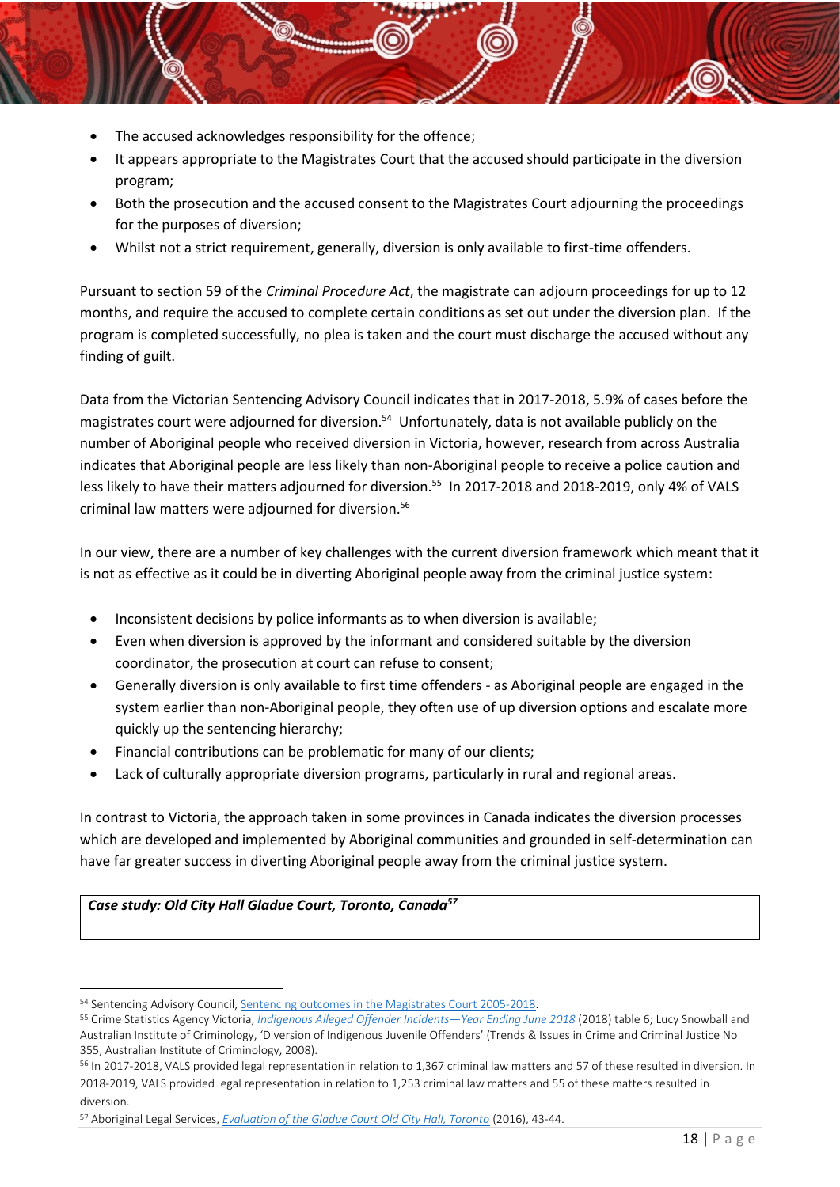- The accused acknowledges responsibility for the offence;
- It appears appropriate to the Magistrates Court that the accused should participate in the diversion program;
- Both the prosecution and the accused consent to the Magistrates Court adjourning the proceedings for the purposes of diversion;
- Whilst not a strict requirement, generally, diversion is only available to first-time offenders.

Pursuant to section 59 of the *Criminal Procedure Act*, the magistrate can adjourn proceedings for up to 12 months, and require the accused to complete certain conditions as set out under the diversion plan. If the program is completed successfully, no plea is taken and the court must discharge the accused without any finding of guilt.

Data from the Victorian Sentencing Advisory Council indicates that in 2017-2018, 5.9% of cases before the magistrates court were adjourned for diversion.[54] Unfortunately, data is not available publicly on the number of Aboriginal people who received diversion in Victoria, however, research from across Australia indicates that Aboriginal people are less likely than non-Aboriginal people to receive a police caution and less likely to have their matters adjourned for diversion.[55] In 2017-2018 and 2018-2019, only 4% of VALS criminal law matters were adjourned for diversion.[56]

In our view, there are a number of key challenges with the current diversion framework which meant that it is not as effective as it could be in diverting Aboriginal people away from the criminal justice system:

- Inconsistent decisions by police informants as to when diversion is available;
- Even when diversion is approved by the informant and considered suitable by the diversion coordinator, the prosecution at court can refuse to consent;
- Generally diversion is only available to first time offenders - as Aboriginal people are engaged in the system earlier than non-Aboriginal people, they often use of up diversion options and escalate more quickly up the sentencing hierarchy;
- Financial contributions can be problematic for many of our clients;
- Lack of culturally appropriate diversion programs, particularly in rural and regional areas.

In contrast to Victoria, the approach taken in some provinces in Canada indicates the diversion processes which are developed and implemented by Aboriginal communities and grounded in self-determination can have far greater success in diverting Aboriginal people away from the criminal justice system.

| ***Case study: Old City Hall Gladue Court, Toronto, Canada***[57] |
|---|

[54] Sentencing Advisory Council, Sentencing outcomes in the Magistrates Court 2005-2018.

[55] Crime Statistics Agency Victoria, *Indigenous Alleged Offender Incidents—Year Ending June 2018* (2018) table 6; Lucy Snowball and Australian Institute of Criminology, 'Diversion of Indigenous Juvenile Offenders' (Trends & Issues in Crime and Criminal Justice No 355, Australian Institute of Criminology, 2008).

[56] In 2017-2018, VALS provided legal representation in relation to 1,367 criminal law matters and 57 of these resulted in diversion. In 2018-2019, VALS provided legal representation in relation to 1,253 criminal law matters and 55 of these matters resulted in diversion.

[57] Aboriginal Legal Services, *Evaluation of the Gladue Court Old City Hall, Toronto* (2016), 43-44.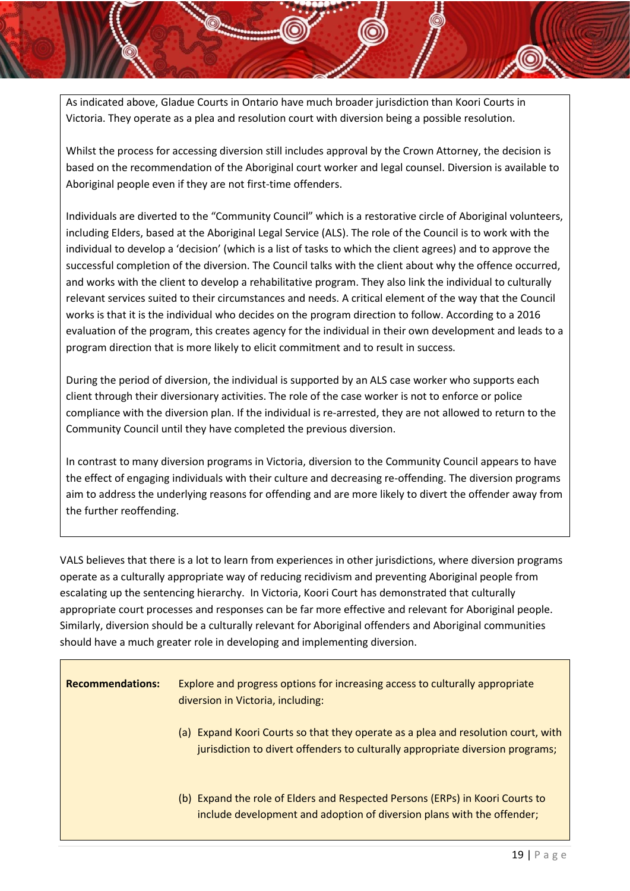As indicated above, Gladue Courts in Ontario have much broader jurisdiction than Koori Courts in Victoria. They operate as a plea and resolution court with diversion being a possible resolution.

Whilst the process for accessing diversion still includes approval by the Crown Attorney, the decision is based on the recommendation of the Aboriginal court worker and legal counsel. Diversion is available to Aboriginal people even if they are not first-time offenders.

Individuals are diverted to the "Community Council" which is a restorative circle of Aboriginal volunteers, including Elders, based at the Aboriginal Legal Service (ALS). The role of the Council is to work with the individual to develop a 'decision' (which is a list of tasks to which the client agrees) and to approve the successful completion of the diversion. The Council talks with the client about why the offence occurred, and works with the client to develop a rehabilitative program. They also link the individual to culturally relevant services suited to their circumstances and needs. A critical element of the way that the Council works is that it is the individual who decides on the program direction to follow. According to a 2016 evaluation of the program, this creates agency for the individual in their own development and leads to a program direction that is more likely to elicit commitment and to result in success.

During the period of diversion, the individual is supported by an ALS case worker who supports each client through their diversionary activities. The role of the case worker is not to enforce or police compliance with the diversion plan. If the individual is re-arrested, they are not allowed to return to the Community Council until they have completed the previous diversion.

In contrast to many diversion programs in Victoria, diversion to the Community Council appears to have the effect of engaging individuals with their culture and decreasing re-offending. The diversion programs aim to address the underlying reasons for offending and are more likely to divert the offender away from the further reoffending.

VALS believes that there is a lot to learn from experiences in other jurisdictions, where diversion programs operate as a culturally appropriate way of reducing recidivism and preventing Aboriginal people from escalating up the sentencing hierarchy. In Victoria, Koori Court has demonstrated that culturally appropriate court processes and responses can be far more effective and relevant for Aboriginal people. Similarly, diversion should be a culturally relevant for Aboriginal offenders and Aboriginal communities should have a much greater role in developing and implementing diversion.

**Recommendations:** Explore and progress options for increasing access to culturally appropriate diversion in Victoria, including:

(a) Expand Koori Courts so that they operate as a plea and resolution court, with jurisdiction to divert offenders to culturally appropriate diversion programs;

(b) Expand the role of Elders and Respected Persons (ERPs) in Koori Courts to include development and adoption of diversion plans with the offender;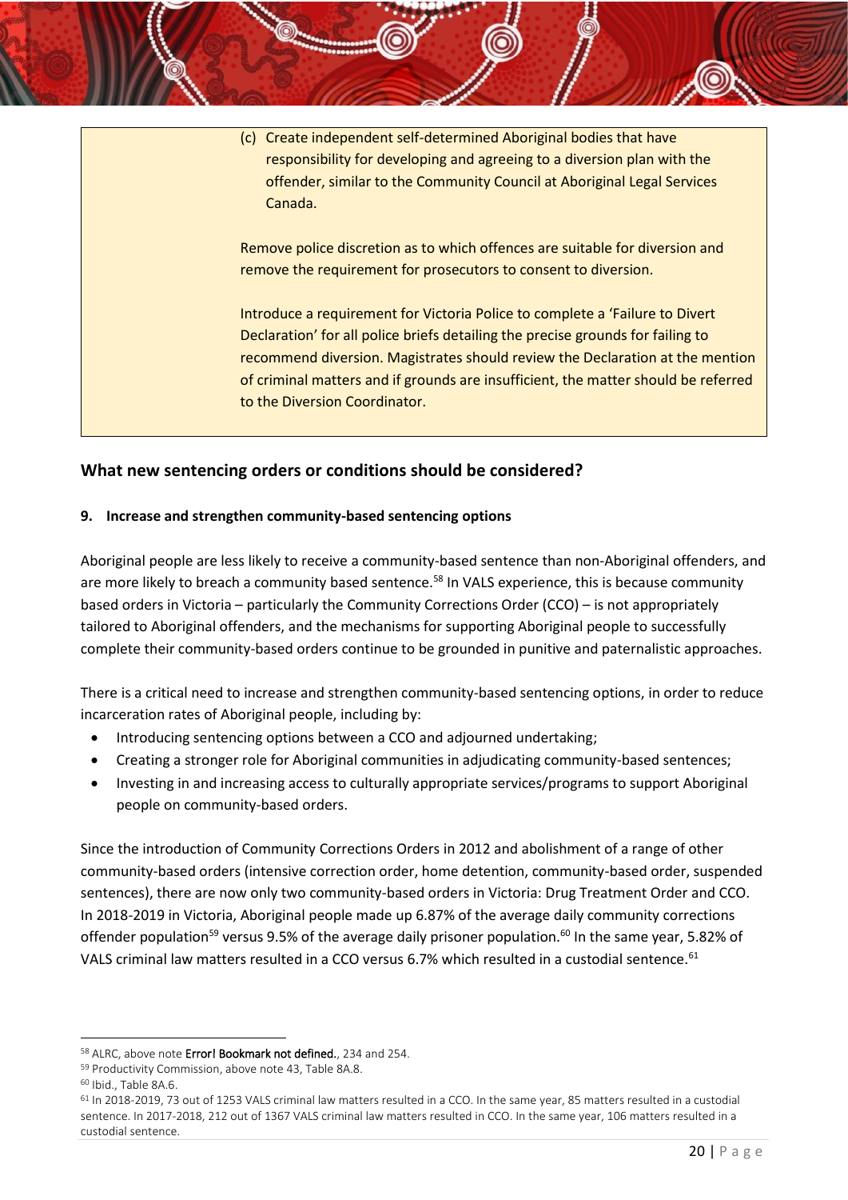(c) Create independent self-determined Aboriginal bodies that have responsibility for developing and agreeing to a diversion plan with the offender, similar to the Community Council at Aboriginal Legal Services Canada.

Remove police discretion as to which offences are suitable for diversion and remove the requirement for prosecutors to consent to diversion.

Introduce a requirement for Victoria Police to complete a 'Failure to Divert Declaration' for all police briefs detailing the precise grounds for failing to recommend diversion. Magistrates should review the Declaration at the mention of criminal matters and if grounds are insufficient, the matter should be referred to the Diversion Coordinator.

## What new sentencing orders or conditions should be considered?

### 9. Increase and strengthen community-based sentencing options

Aboriginal people are less likely to receive a community-based sentence than non-Aboriginal offenders, and are more likely to breach a community based sentence.[58] In VALS experience, this is because community based orders in Victoria – particularly the Community Corrections Order (CCO) – is not appropriately tailored to Aboriginal offenders, and the mechanisms for supporting Aboriginal people to successfully complete their community-based orders continue to be grounded in punitive and paternalistic approaches.

There is a critical need to increase and strengthen community-based sentencing options, in order to reduce incarceration rates of Aboriginal people, including by:

- Introducing sentencing options between a CCO and adjourned undertaking;
- Creating a stronger role for Aboriginal communities in adjudicating community-based sentences;
- Investing in and increasing access to culturally appropriate services/programs to support Aboriginal people on community-based orders.

Since the introduction of Community Corrections Orders in 2012 and abolishment of a range of other community-based orders (intensive correction order, home detention, community-based order, suspended sentences), there are now only two community-based orders in Victoria: Drug Treatment Order and CCO. In 2018-2019 in Victoria, Aboriginal people made up 6.87% of the average daily community corrections offender population[59] versus 9.5% of the average daily prisoner population.[60] In the same year, 5.82% of VALS criminal law matters resulted in a CCO versus 6.7% which resulted in a custodial sentence.[61]

---

[58] ALRC, above note **Error! Bookmark not defined.**, 234 and 254.

[59] Productivity Commission, above note 43, Table 8A.8.

[60] Ibid., Table 8A.6.

[61] In 2018-2019, 73 out of 1253 VALS criminal law matters resulted in a CCO. In the same year, 85 matters resulted in a custodial sentence. In 2017-2018, 212 out of 1367 VALS criminal law matters resulted in CCO. In the same year, 106 matters resulted in a custodial sentence.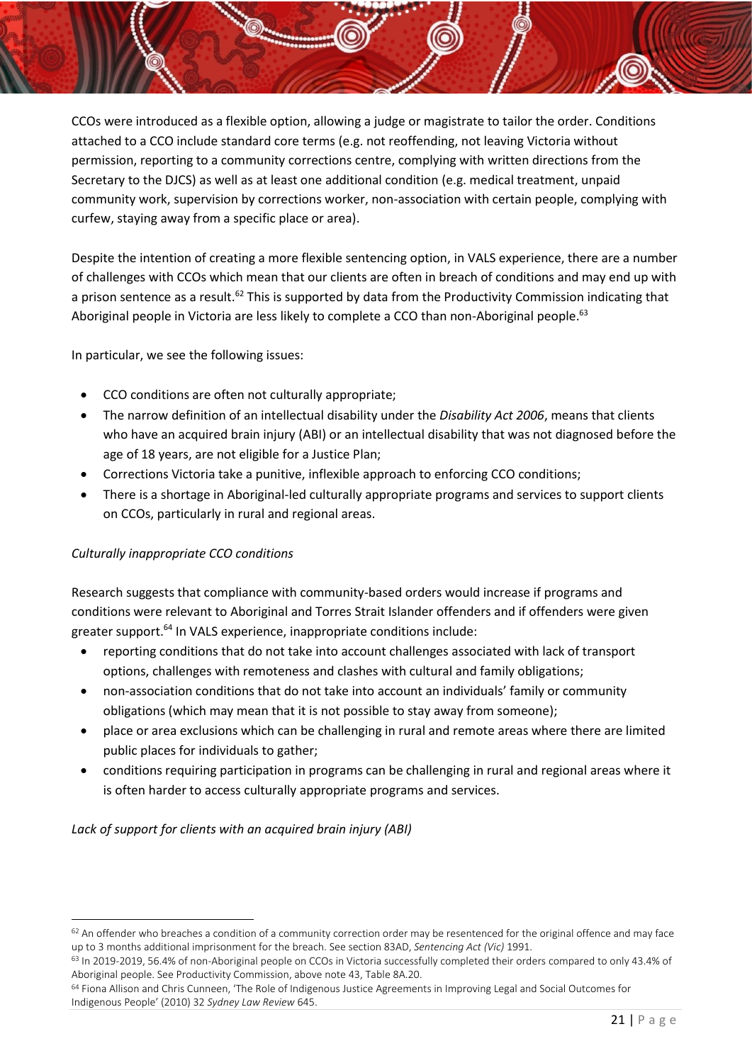CCOs were introduced as a flexible option, allowing a judge or magistrate to tailor the order. Conditions attached to a CCO include standard core terms (e.g. not reoffending, not leaving Victoria without permission, reporting to a community corrections centre, complying with written directions from the Secretary to the DJCS) as well as at least one additional condition (e.g. medical treatment, unpaid community work, supervision by corrections worker, non-association with certain people, complying with curfew, staying away from a specific place or area).

Despite the intention of creating a more flexible sentencing option, in VALS experience, there are a number of challenges with CCOs which mean that our clients are often in breach of conditions and may end up with a prison sentence as a result.[62] This is supported by data from the Productivity Commission indicating that Aboriginal people in Victoria are less likely to complete a CCO than non-Aboriginal people.[63]

In particular, we see the following issues:

- CCO conditions are often not culturally appropriate;
- The narrow definition of an intellectual disability under the *Disability Act 2006*, means that clients who have an acquired brain injury (ABI) or an intellectual disability that was not diagnosed before the age of 18 years, are not eligible for a Justice Plan;
- Corrections Victoria take a punitive, inflexible approach to enforcing CCO conditions;
- There is a shortage in Aboriginal-led culturally appropriate programs and services to support clients on CCOs, particularly in rural and regional areas.

*Culturally inappropriate CCO conditions*

Research suggests that compliance with community-based orders would increase if programs and conditions were relevant to Aboriginal and Torres Strait Islander offenders and if offenders were given greater support.[64] In VALS experience, inappropriate conditions include:

- reporting conditions that do not take into account challenges associated with lack of transport options, challenges with remoteness and clashes with cultural and family obligations;
- non-association conditions that do not take into account an individuals' family or community obligations (which may mean that it is not possible to stay away from someone);
- place or area exclusions which can be challenging in rural and remote areas where there are limited public places for individuals to gather;
- conditions requiring participation in programs can be challenging in rural and regional areas where it is often harder to access culturally appropriate programs and services.

*Lack of support for clients with an acquired brain injury (ABI)*

---

[62] An offender who breaches a condition of a community correction order may be resentenced for the original offence and may face up to 3 months additional imprisonment for the breach. See section 83AD, *Sentencing Act (Vic)* 1991.

[63] In 2019-2019, 56.4% of non-Aboriginal people on CCOs in Victoria successfully completed their orders compared to only 43.4% of Aboriginal people. See Productivity Commission, above note 43, Table 8A.20.

[64] Fiona Allison and Chris Cunneen, 'The Role of Indigenous Justice Agreements in Improving Legal and Social Outcomes for Indigenous People' (2010) 32 *Sydney Law Review* 645.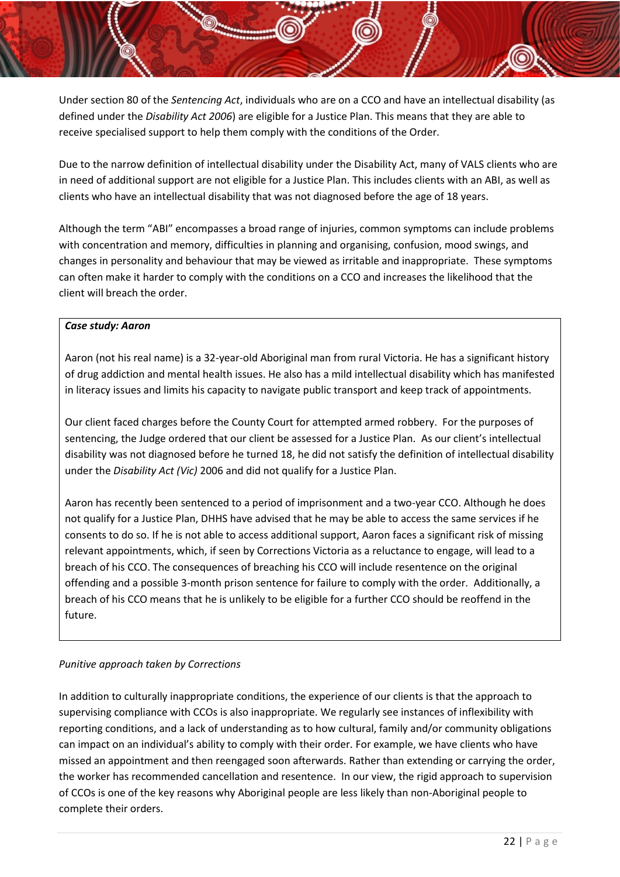Under section 80 of the *Sentencing Act*, individuals who are on a CCO and have an intellectual disability (as defined under the *Disability Act 2006*) are eligible for a Justice Plan. This means that they are able to receive specialised support to help them comply with the conditions of the Order.

Due to the narrow definition of intellectual disability under the Disability Act, many of VALS clients who are in need of additional support are not eligible for a Justice Plan. This includes clients with an ABI, as well as clients who have an intellectual disability that was not diagnosed before the age of 18 years.

Although the term "ABI" encompasses a broad range of injuries, common symptoms can include problems with concentration and memory, difficulties in planning and organising, confusion, mood swings, and changes in personality and behaviour that may be viewed as irritable and inappropriate. These symptoms can often make it harder to comply with the conditions on a CCO and increases the likelihood that the client will breach the order.

> ***Case study: Aaron***
>
> Aaron (not his real name) is a 32-year-old Aboriginal man from rural Victoria. He has a significant history of drug addiction and mental health issues. He also has a mild intellectual disability which has manifested in literacy issues and limits his capacity to navigate public transport and keep track of appointments.
>
> Our client faced charges before the County Court for attempted armed robbery. For the purposes of sentencing, the Judge ordered that our client be assessed for a Justice Plan. As our client's intellectual disability was not diagnosed before he turned 18, he did not satisfy the definition of intellectual disability under the *Disability Act (Vic)* 2006 and did not qualify for a Justice Plan.
>
> Aaron has recently been sentenced to a period of imprisonment and a two-year CCO. Although he does not qualify for a Justice Plan, DHHS have advised that he may be able to access the same services if he consents to do so. If he is not able to access additional support, Aaron faces a significant risk of missing relevant appointments, which, if seen by Corrections Victoria as a reluctance to engage, will lead to a breach of his CCO. The consequences of breaching his CCO will include resentence on the original offending and a possible 3-month prison sentence for failure to comply with the order. Additionally, a breach of his CCO means that he is unlikely to be eligible for a further CCO should be reoffend in the future.

*Punitive approach taken by Corrections*

In addition to culturally inappropriate conditions, the experience of our clients is that the approach to supervising compliance with CCOs is also inappropriate. We regularly see instances of inflexibility with reporting conditions, and a lack of understanding as to how cultural, family and/or community obligations can impact on an individual's ability to comply with their order. For example, we have clients who have missed an appointment and then reengaged soon afterwards. Rather than extending or carrying the order, the worker has recommended cancellation and resentence. In our view, the rigid approach to supervision of CCOs is one of the key reasons why Aboriginal people are less likely than non-Aboriginal people to complete their orders.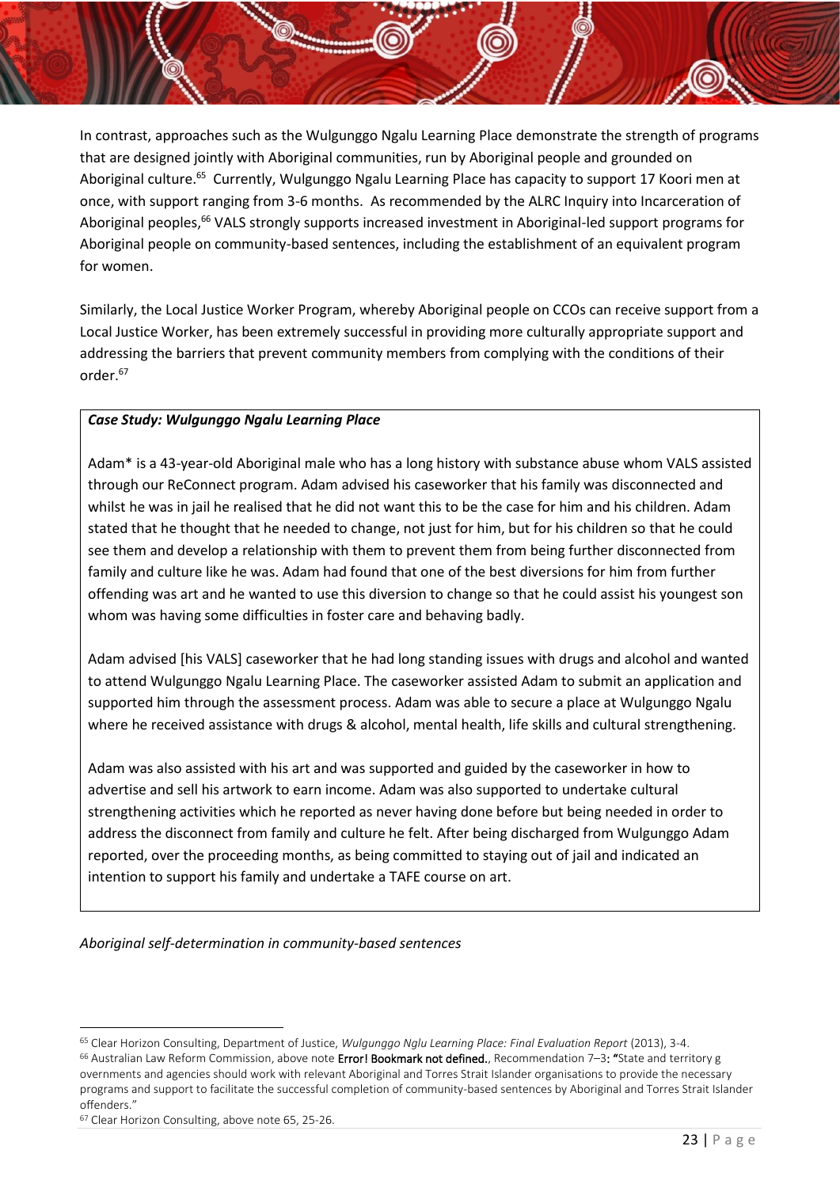In contrast, approaches such as the Wulgunggo Ngalu Learning Place demonstrate the strength of programs that are designed jointly with Aboriginal communities, run by Aboriginal people and grounded on Aboriginal culture.[65] Currently, Wulgunggo Ngalu Learning Place has capacity to support 17 Koori men at once, with support ranging from 3-6 months. As recommended by the ALRC Inquiry into Incarceration of Aboriginal peoples,[66] VALS strongly supports increased investment in Aboriginal-led support programs for Aboriginal people on community-based sentences, including the establishment of an equivalent program for women.

Similarly, the Local Justice Worker Program, whereby Aboriginal people on CCOs can receive support from a Local Justice Worker, has been extremely successful in providing more culturally appropriate support and addressing the barriers that prevent community members from complying with the conditions of their order.[67]

> ***Case Study: Wulgunggo Ngalu Learning Place***
>
> Adam* is a 43-year-old Aboriginal male who has a long history with substance abuse whom VALS assisted through our ReConnect program. Adam advised his caseworker that his family was disconnected and whilst he was in jail he realised that he did not want this to be the case for him and his children. Adam stated that he thought that he needed to change, not just for him, but for his children so that he could see them and develop a relationship with them to prevent them from being further disconnected from family and culture like he was. Adam had found that one of the best diversions for him from further offending was art and he wanted to use this diversion to change so that he could assist his youngest son whom was having some difficulties in foster care and behaving badly.
>
> Adam advised [his VALS] caseworker that he had long standing issues with drugs and alcohol and wanted to attend Wulgunggo Ngalu Learning Place. The caseworker assisted Adam to submit an application and supported him through the assessment process. Adam was able to secure a place at Wulgunggo Ngalu where he received assistance with drugs & alcohol, mental health, life skills and cultural strengthening.
>
> Adam was also assisted with his art and was supported and guided by the caseworker in how to advertise and sell his artwork to earn income. Adam was also supported to undertake cultural strengthening activities which he reported as never having done before but being needed in order to address the disconnect from family and culture he felt. After being discharged from Wulgunggo Adam reported, over the proceeding months, as being committed to staying out of jail and indicated an intention to support his family and undertake a TAFE course on art.

*Aboriginal self-determination in community-based sentences*

---

[65] Clear Horizon Consulting, Department of Justice, *Wulgunggo Nglu Learning Place: Final Evaluation Report* (2013), 3-4.

[66] Australian Law Reform Commission, above note **Error! Bookmark not defined.**, Recommendation 7–3: **"**State and territory g overnments and agencies should work with relevant Aboriginal and Torres Strait Islander organisations to provide the necessary programs and support to facilitate the successful completion of community-based sentences by Aboriginal and Torres Strait Islander offenders."

[67] Clear Horizon Consulting, above note 65, 25-26.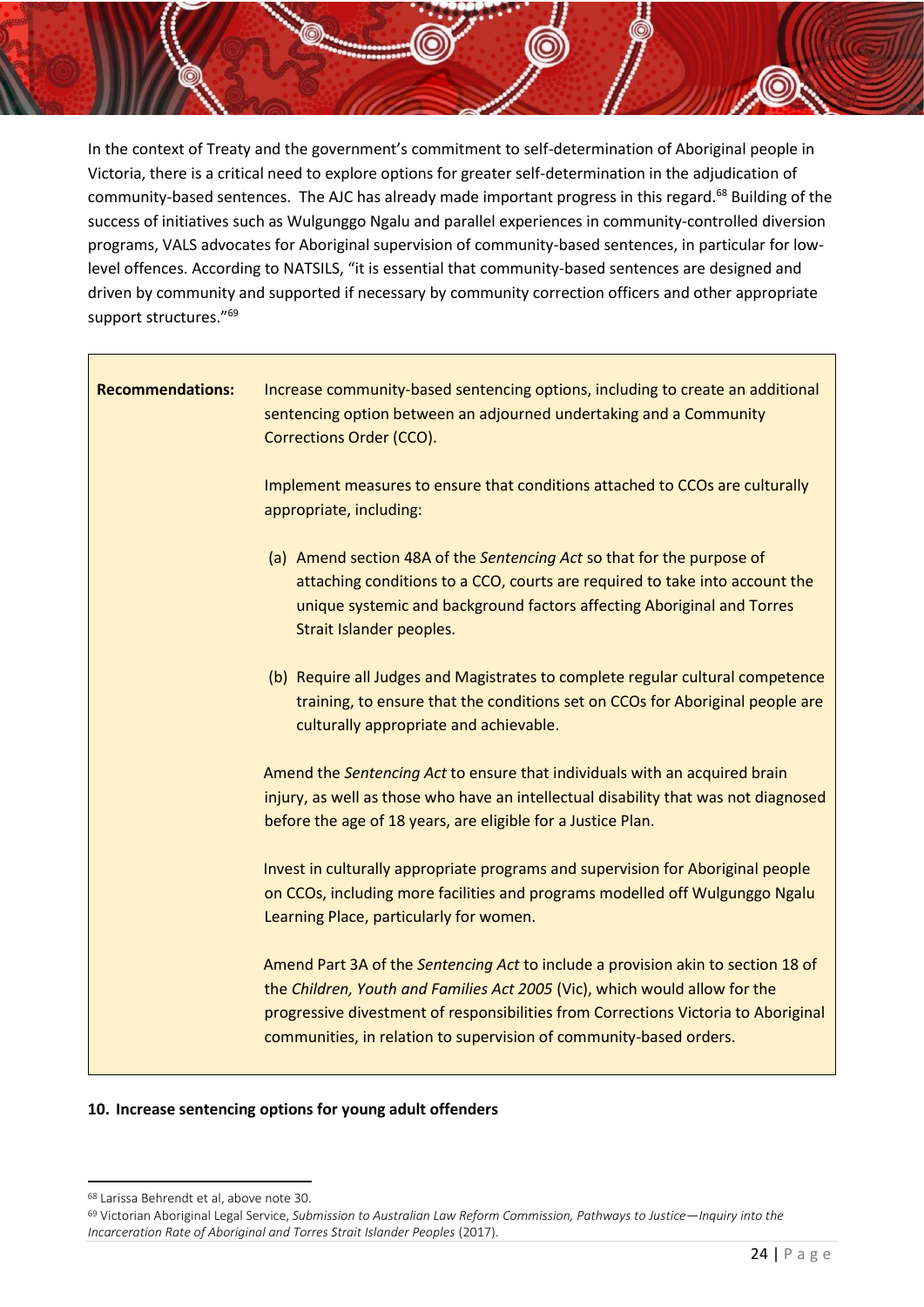In the context of Treaty and the government's commitment to self-determination of Aboriginal people in Victoria, there is a critical need to explore options for greater self-determination in the adjudication of community-based sentences. The AJC has already made important progress in this regard.[68] Building of the success of initiatives such as Wulgunggo Ngalu and parallel experiences in community-controlled diversion programs, VALS advocates for Aboriginal supervision of community-based sentences, in particular for low-level offences. According to NATSILS, "it is essential that community-based sentences are designed and driven by community and supported if necessary by community correction officers and other appropriate support structures."[69]

> **Recommendations:**
>
> Increase community-based sentencing options, including to create an additional sentencing option between an adjourned undertaking and a Community Corrections Order (CCO).
>
> Implement measures to ensure that conditions attached to CCOs are culturally appropriate, including:
>
> (a) Amend section 48A of the *Sentencing Act* so that for the purpose of attaching conditions to a CCO, courts are required to take into account the unique systemic and background factors affecting Aboriginal and Torres Strait Islander peoples.
>
> (b) Require all Judges and Magistrates to complete regular cultural competence training, to ensure that the conditions set on CCOs for Aboriginal people are culturally appropriate and achievable.
>
> Amend the *Sentencing Act* to ensure that individuals with an acquired brain injury, as well as those who have an intellectual disability that was not diagnosed before the age of 18 years, are eligible for a Justice Plan.
>
> Invest in culturally appropriate programs and supervision for Aboriginal people on CCOs, including more facilities and programs modelled off Wulgunggo Ngalu Learning Place, particularly for women.
>
> Amend Part 3A of the *Sentencing Act* to include a provision akin to section 18 of the *Children, Youth and Families Act 2005* (Vic), which would allow for the progressive divestment of responsibilities from Corrections Victoria to Aboriginal communities, in relation to supervision of community-based orders.

**10. Increase sentencing options for young adult offenders**

---

[68] Larissa Behrendt et al, above note 30.

[69] Victorian Aboriginal Legal Service, *Submission to Australian Law Reform Commission, Pathways to Justice—Inquiry into the Incarceration Rate of Aboriginal and Torres Strait Islander Peoples* (2017).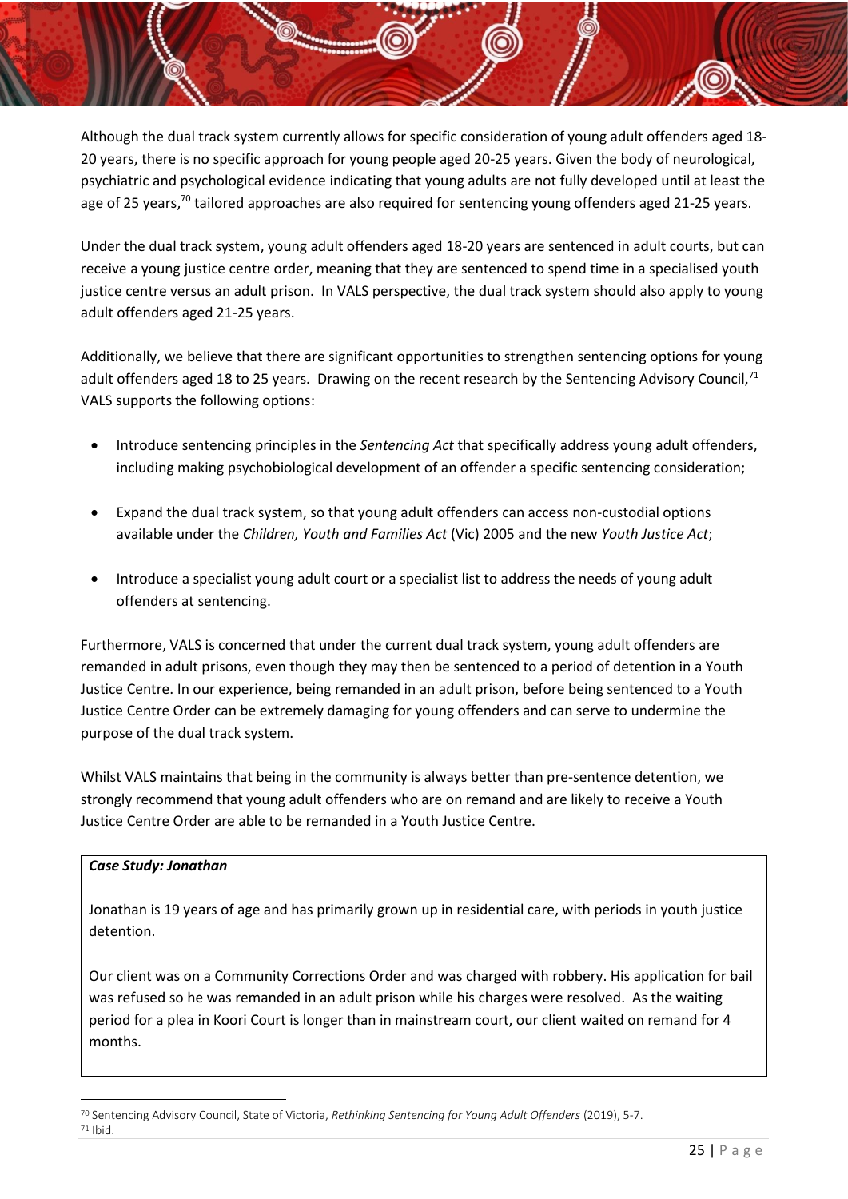Although the dual track system currently allows for specific consideration of young adult offenders aged 18-20 years, there is no specific approach for young people aged 20-25 years. Given the body of neurological, psychiatric and psychological evidence indicating that young adults are not fully developed until at least the age of 25 years,[70] tailored approaches are also required for sentencing young offenders aged 21-25 years.

Under the dual track system, young adult offenders aged 18-20 years are sentenced in adult courts, but can receive a young justice centre order, meaning that they are sentenced to spend time in a specialised youth justice centre versus an adult prison. In VALS perspective, the dual track system should also apply to young adult offenders aged 21-25 years.

Additionally, we believe that there are significant opportunities to strengthen sentencing options for young adult offenders aged 18 to 25 years. Drawing on the recent research by the Sentencing Advisory Council,[71] VALS supports the following options:

- Introduce sentencing principles in the *Sentencing Act* that specifically address young adult offenders, including making psychobiological development of an offender a specific sentencing consideration;
- Expand the dual track system, so that young adult offenders can access non-custodial options available under the *Children, Youth and Families Act* (Vic) 2005 and the new *Youth Justice Act*;
- Introduce a specialist young adult court or a specialist list to address the needs of young adult offenders at sentencing.

Furthermore, VALS is concerned that under the current dual track system, young adult offenders are remanded in adult prisons, even though they may then be sentenced to a period of detention in a Youth Justice Centre. In our experience, being remanded in an adult prison, before being sentenced to a Youth Justice Centre Order can be extremely damaging for young offenders and can serve to undermine the purpose of the dual track system.

Whilst VALS maintains that being in the community is always better than pre-sentence detention, we strongly recommend that young adult offenders who are on remand and are likely to receive a Youth Justice Centre Order are able to be remanded in a Youth Justice Centre.

> ***Case Study: Jonathan***
>
> Jonathan is 19 years of age and has primarily grown up in residential care, with periods in youth justice detention.
>
> Our client was on a Community Corrections Order and was charged with robbery. His application for bail was refused so he was remanded in an adult prison while his charges were resolved. As the waiting period for a plea in Koori Court is longer than in mainstream court, our client waited on remand for 4 months.

---

[70] Sentencing Advisory Council, State of Victoria, *Rethinking Sentencing for Young Adult Offenders* (2019), 5-7.

[71] Ibid.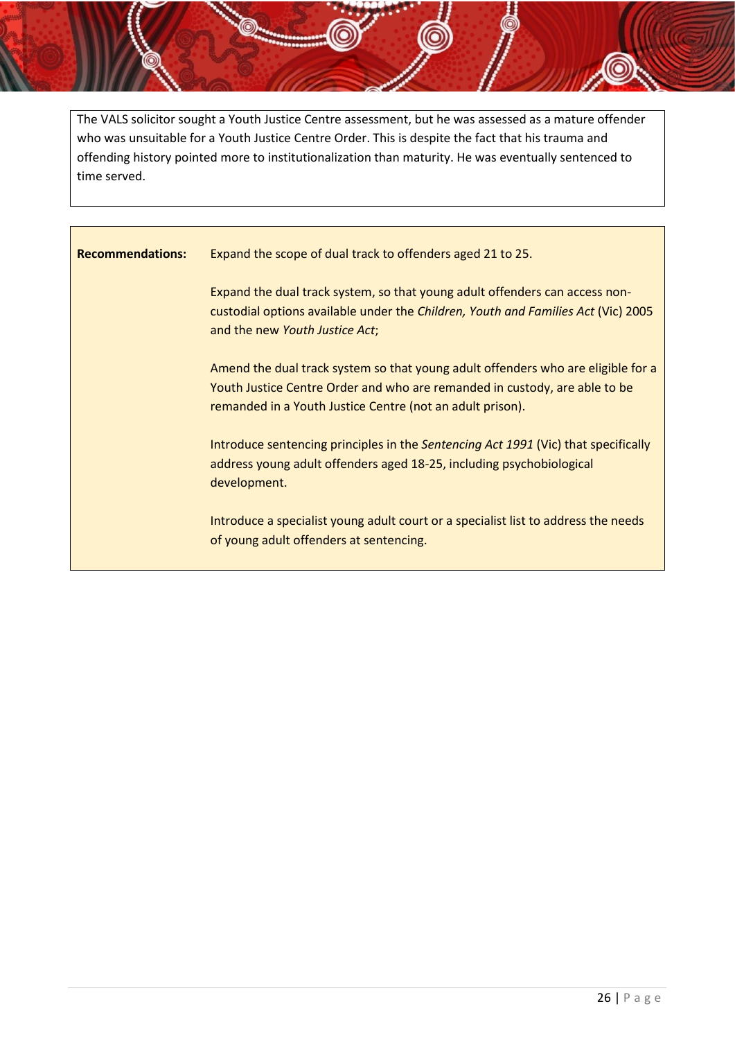The VALS solicitor sought a Youth Justice Centre assessment, but he was assessed as a mature offender who was unsuitable for a Youth Justice Centre Order. This is despite the fact that his trauma and offending history pointed more to institutionalization than maturity. He was eventually sentenced to time served.

**Recommendations:**

Expand the scope of dual track to offenders aged 21 to 25.

Expand the dual track system, so that young adult offenders can access non-custodial options available under the *Children, Youth and Families Act* (Vic) 2005 and the new *Youth Justice Act*;

Amend the dual track system so that young adult offenders who are eligible for a Youth Justice Centre Order and who are remanded in custody, are able to be remanded in a Youth Justice Centre (not an adult prison).

Introduce sentencing principles in the *Sentencing Act 1991* (Vic) that specifically address young adult offenders aged 18-25, including psychobiological development.

Introduce a specialist young adult court or a specialist list to address the needs of young adult offenders at sentencing.